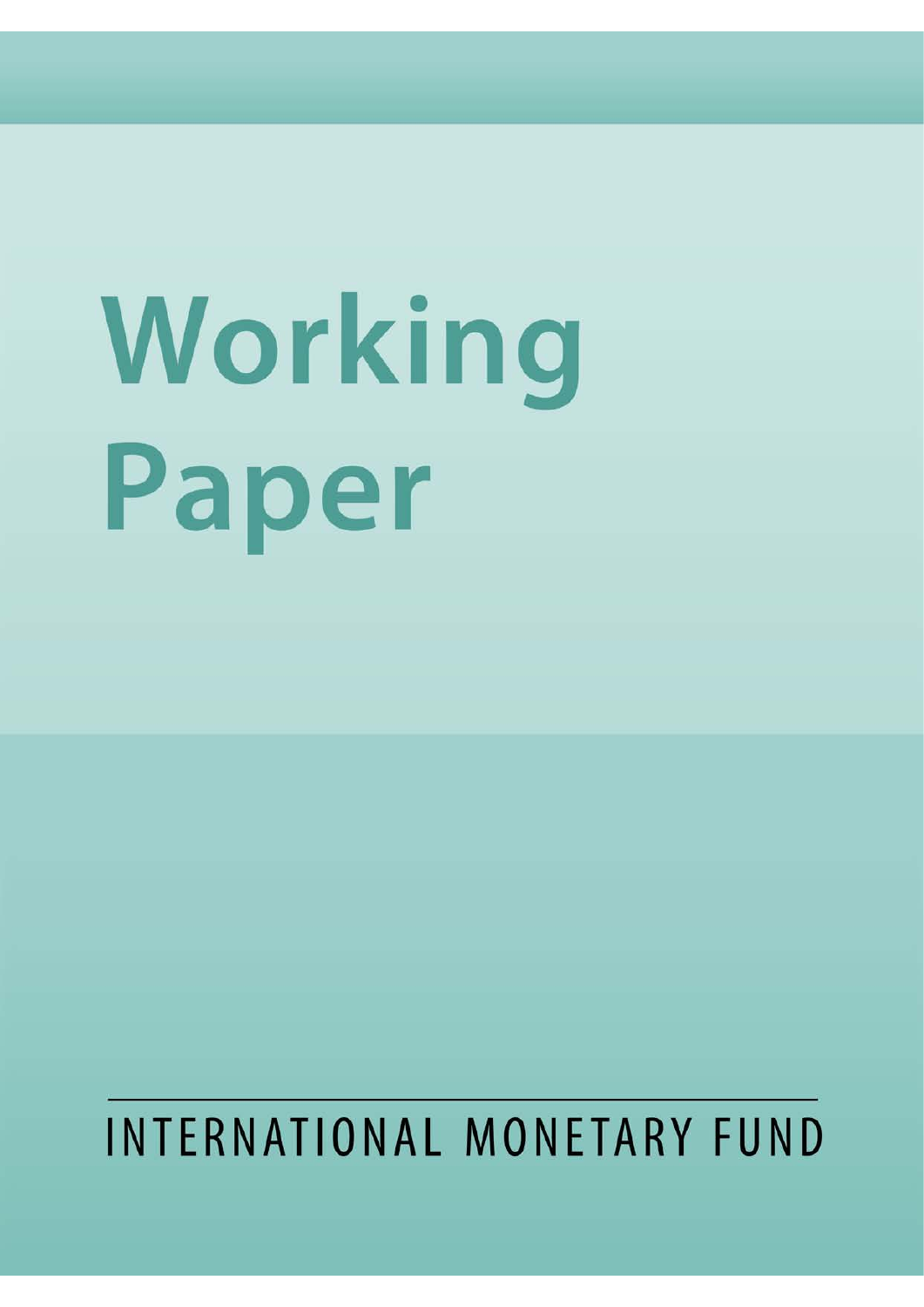# Working Paper

INTERNATIONAL MONETARY FUND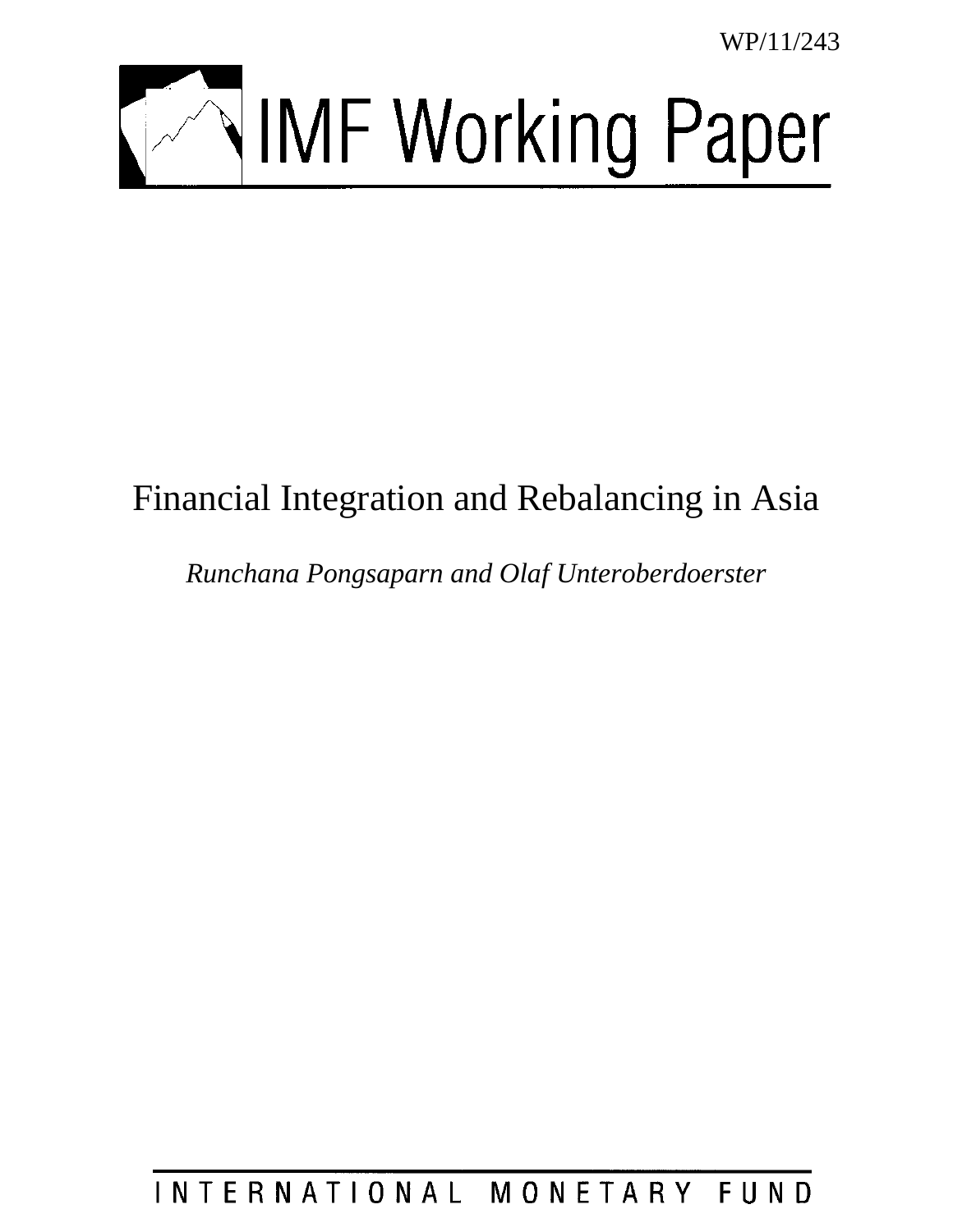WP/11/243

# IMF Working Paper

## Financial Integration and Rebalancing in Asia

*Runchana Pongsaparn and Olaf Unteroberdoerster*

INTERNATIONAL MONETARY FUND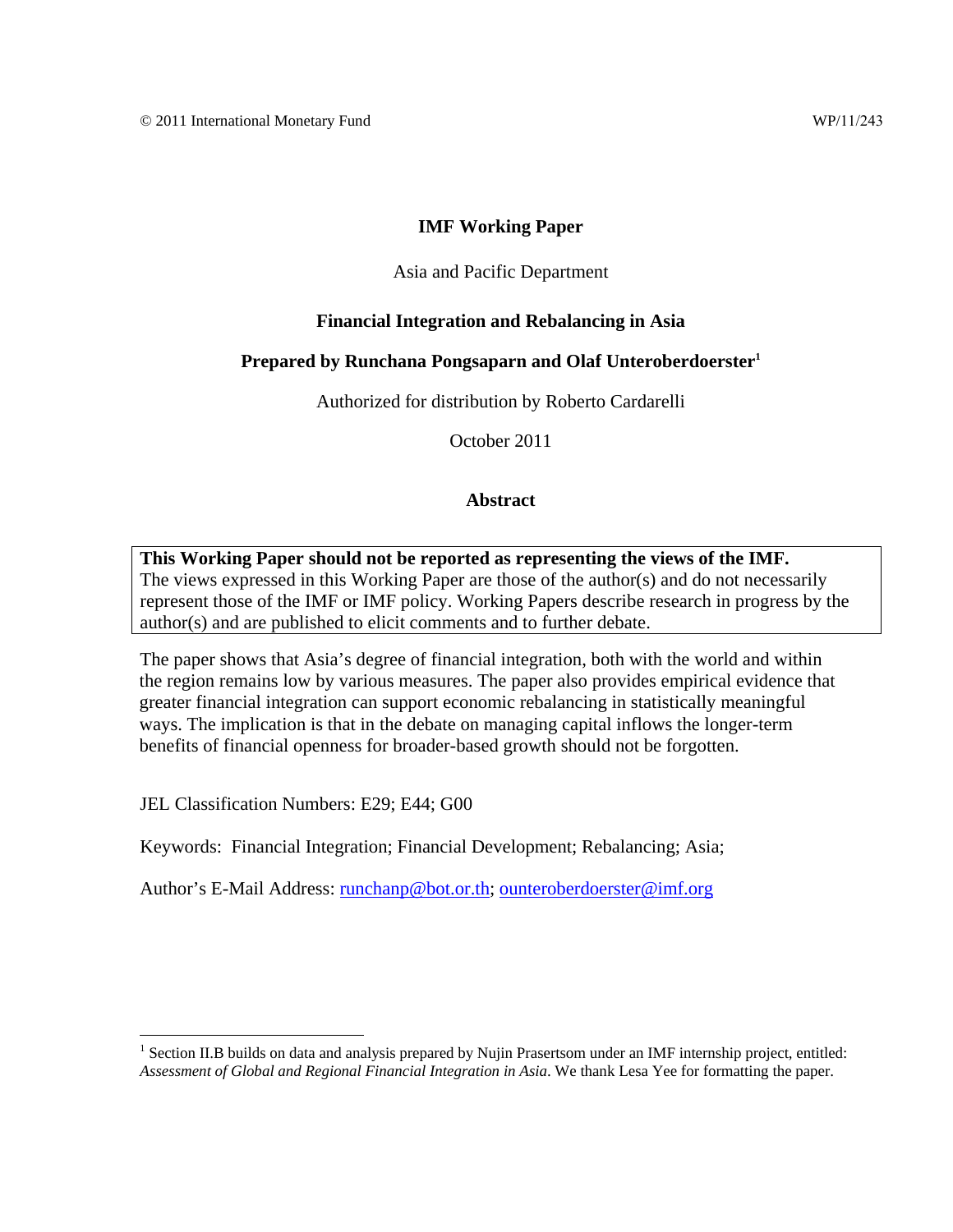© 2011 International Monetary Fund WP/11/243

**IMF Working Paper**

Asia and Pacific Department

**Financial Integration and Rebalancing in Asia**

**Prepared by Runchana Pongsaparn and Olaf Unteroberdoerster**[1]

Authorized for distribution by Roberto Cardarelli

October 2011

**Abstract**

**This Working Paper should not be reported as representing the views of the IMF.**
The views expressed in this Working Paper are those of the author(s) and do not necessarily represent those of the IMF or IMF policy. Working Papers describe research in progress by the author(s) and are published to elicit comments and to further debate.

The paper shows that Asia's degree of financial integration, both with the world and within the region remains low by various measures. The paper also provides empirical evidence that greater financial integration can support economic rebalancing in statistically meaningful ways. The implication is that in the debate on managing capital inflows the longer-term benefits of financial openness for broader-based growth should not be forgotten.

JEL Classification Numbers: E29; E44; G00

Keywords: Financial Integration; Financial Development; Rebalancing; Asia;

Author's E-Mail Address: runchanp@bot.or.th; ounteroberdoerster@imf.org

[1] Section II.B builds on data and analysis prepared by Nujin Prasertsom under an IMF internship project, entitled: *Assessment of Global and Regional Financial Integration in Asia*. We thank Lesa Yee for formatting the paper.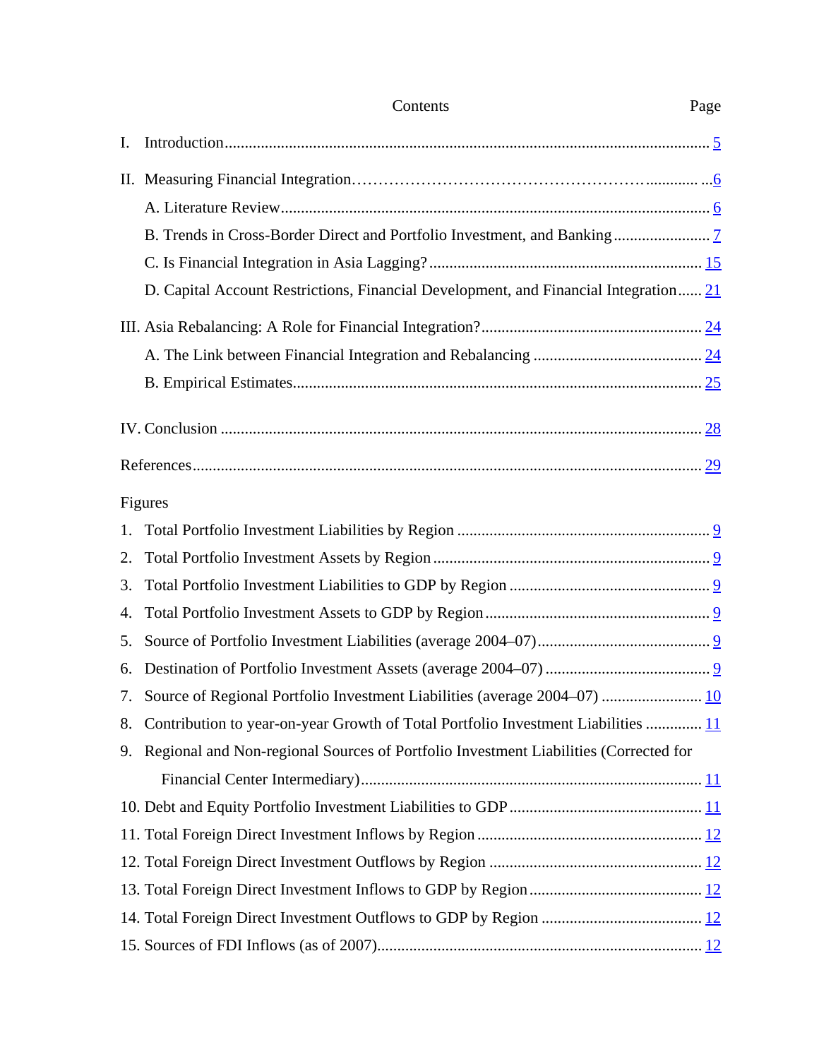Contents Page

I. Introduction ........................................................................................................... 5

II. Measuring Financial Integration ............................................................................ 6

A. Literature Review ............................................................................................... 6

B. Trends in Cross-Border Direct and Portfolio Investment, and Banking ........................ 7

C. Is Financial Integration in Asia Lagging? .................................................................. 15

D. Capital Account Restrictions, Financial Development, and Financial Integration ...... 21

III. Asia Rebalancing: A Role for Financial Integration? ................................................ 24

A. The Link between Financial Integration and Rebalancing ......................................... 24

B. Empirical Estimates ............................................................................................. 25

IV. Conclusion ......................................................................................................... 28

References ............................................................................................................. 29

Figures

1. Total Portfolio Investment Liabilities by Region ........................................................ 9
2. Total Portfolio Investment Assets by Region ............................................................ 9
3. Total Portfolio Investment Liabilities to GDP by Region ............................................ 9
4. Total Portfolio Investment Assets to GDP by Region ................................................ 9
5. Source of Portfolio Investment Liabilities (average 2004–07) ..................................... 9
6. Destination of Portfolio Investment Assets (average 2004–07) ................................... 9
7. Source of Regional Portfolio Investment Liabilities (average 2004–07) ........................ 10
8. Contribution to year-on-year Growth of Total Portfolio Investment Liabilities .............. 11
9. Regional and Non-regional Sources of Portfolio Investment Liabilities (Corrected for Financial Center Intermediary) ........................................................................... 11
10. Debt and Equity Portfolio Investment Liabilities to GDP ......................................... 11
11. Total Foreign Direct Investment Inflows by Region ................................................ 12
12. Total Foreign Direct Investment Outflows by Region .............................................. 12
13. Total Foreign Direct Investment Inflows to GDP by Region ..................................... 12
14. Total Foreign Direct Investment Outflows to GDP by Region ................................... 12
15. Sources of FDI Inflows (as of 2007) ....................................................................... 12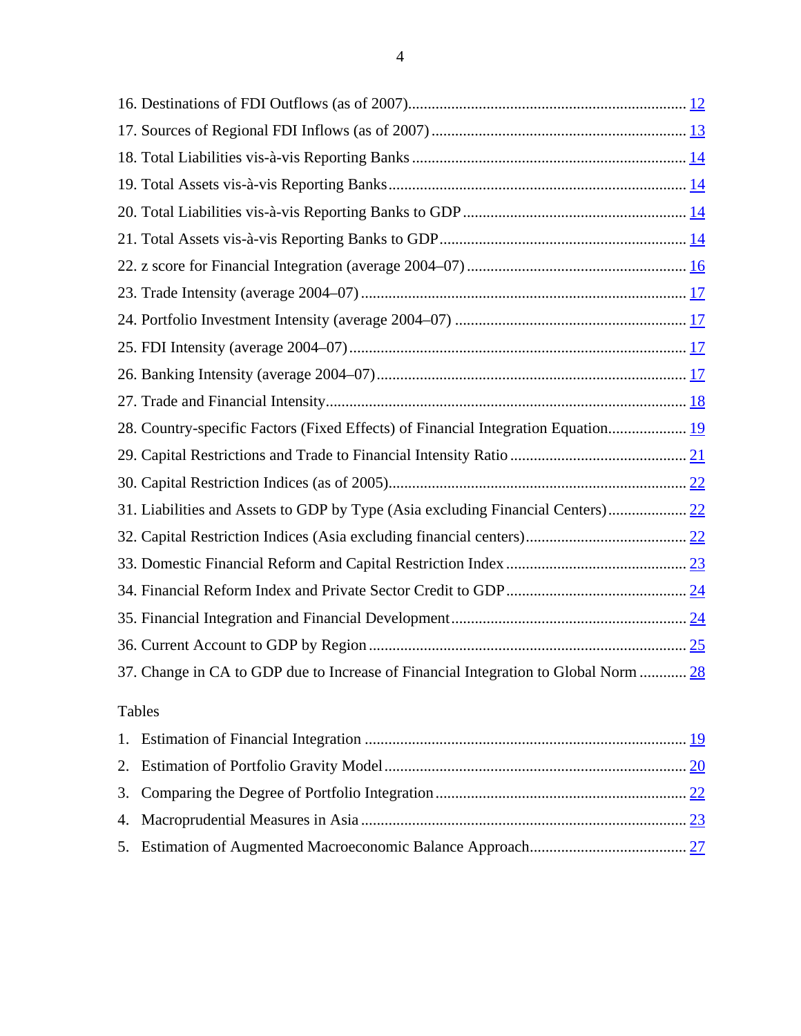16. Destinations of FDI Outflows (as of 2007) ..... 12
17. Sources of Regional FDI Inflows (as of 2007) ..... 13
18. Total Liabilities vis-à-vis Reporting Banks ..... 14
19. Total Assets vis-à-vis Reporting Banks ..... 14
20. Total Liabilities vis-à-vis Reporting Banks to GDP ..... 14
21. Total Assets vis-à-vis Reporting Banks to GDP ..... 14
22. z score for Financial Integration (average 2004–07) ..... 16
23. Trade Intensity (average 2004–07) ..... 17
24. Portfolio Investment Intensity (average 2004–07) ..... 17
25. FDI Intensity (average 2004–07) ..... 17
26. Banking Intensity (average 2004–07) ..... 17
27. Trade and Financial Intensity ..... 18
28. Country-specific Factors (Fixed Effects) of Financial Integration Equation ..... 19
29. Capital Restrictions and Trade to Financial Intensity Ratio ..... 21
30. Capital Restriction Indices (as of 2005) ..... 22
31. Liabilities and Assets to GDP by Type (Asia excluding Financial Centers) ..... 22
32. Capital Restriction Indices (Asia excluding financial centers) ..... 22
33. Domestic Financial Reform and Capital Restriction Index ..... 23
34. Financial Reform Index and Private Sector Credit to GDP ..... 24
35. Financial Integration and Financial Development ..... 24
36. Current Account to GDP by Region ..... 25
37. Change in CA to GDP due to Increase of Financial Integration to Global Norm ..... 28

Tables

1. Estimation of Financial Integration ..... 19
2. Estimation of Portfolio Gravity Model ..... 20
3. Comparing the Degree of Portfolio Integration ..... 22
4. Macroprudential Measures in Asia ..... 23
5. Estimation of Augmented Macroeconomic Balance Approach ..... 27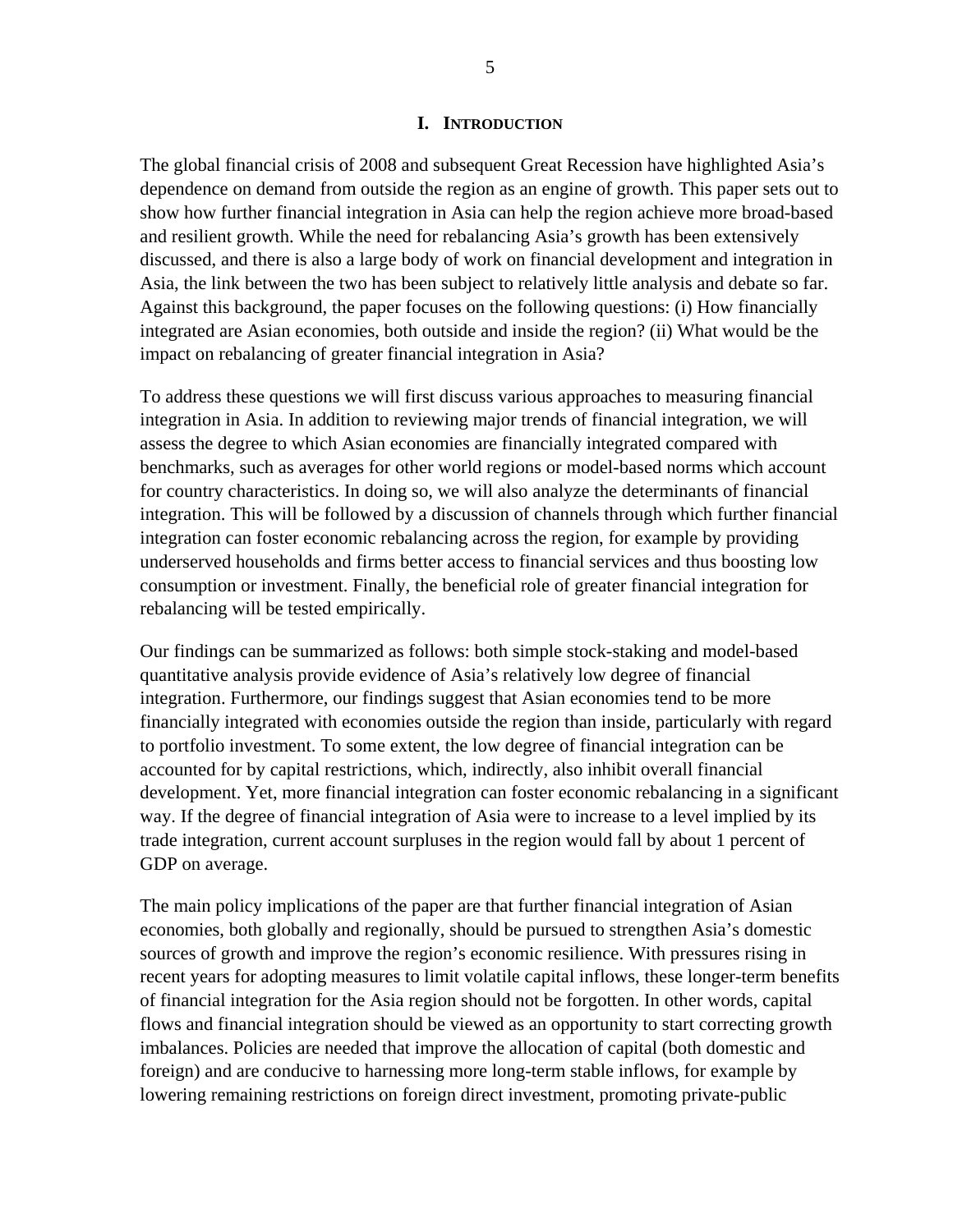# I. Introduction

The global financial crisis of 2008 and subsequent Great Recession have highlighted Asia's dependence on demand from outside the region as an engine of growth. This paper sets out to show how further financial integration in Asia can help the region achieve more broad-based and resilient growth. While the need for rebalancing Asia's growth has been extensively discussed, and there is also a large body of work on financial development and integration in Asia, the link between the two has been subject to relatively little analysis and debate so far. Against this background, the paper focuses on the following questions: (i) How financially integrated are Asian economies, both outside and inside the region? (ii) What would be the impact on rebalancing of greater financial integration in Asia?

To address these questions we will first discuss various approaches to measuring financial integration in Asia. In addition to reviewing major trends of financial integration, we will assess the degree to which Asian economies are financially integrated compared with benchmarks, such as averages for other world regions or model-based norms which account for country characteristics. In doing so, we will also analyze the determinants of financial integration. This will be followed by a discussion of channels through which further financial integration can foster economic rebalancing across the region, for example by providing underserved households and firms better access to financial services and thus boosting low consumption or investment. Finally, the beneficial role of greater financial integration for rebalancing will be tested empirically.

Our findings can be summarized as follows: both simple stock-staking and model-based quantitative analysis provide evidence of Asia's relatively low degree of financial integration. Furthermore, our findings suggest that Asian economies tend to be more financially integrated with economies outside the region than inside, particularly with regard to portfolio investment. To some extent, the low degree of financial integration can be accounted for by capital restrictions, which, indirectly, also inhibit overall financial development. Yet, more financial integration can foster economic rebalancing in a significant way. If the degree of financial integration of Asia were to increase to a level implied by its trade integration, current account surpluses in the region would fall by about 1 percent of GDP on average.

The main policy implications of the paper are that further financial integration of Asian economies, both globally and regionally, should be pursued to strengthen Asia's domestic sources of growth and improve the region's economic resilience. With pressures rising in recent years for adopting measures to limit volatile capital inflows, these longer-term benefits of financial integration for the Asia region should not be forgotten. In other words, capital flows and financial integration should be viewed as an opportunity to start correcting growth imbalances. Policies are needed that improve the allocation of capital (both domestic and foreign) and are conducive to harnessing more long-term stable inflows, for example by lowering remaining restrictions on foreign direct investment, promoting private-public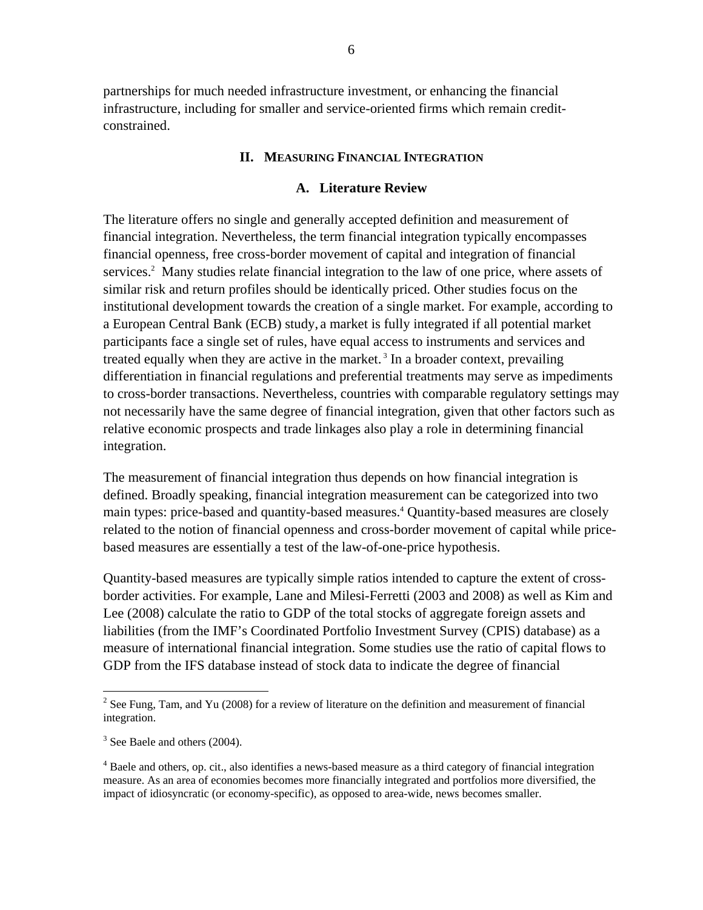partnerships for much needed infrastructure investment, or enhancing the financial infrastructure, including for smaller and service-oriented firms which remain credit-constrained.

## II. Measuring Financial Integration

### A. Literature Review

The literature offers no single and generally accepted definition and measurement of financial integration. Nevertheless, the term financial integration typically encompasses financial openness, free cross-border movement of capital and integration of financial services.[2] Many studies relate financial integration to the law of one price, where assets of similar risk and return profiles should be identically priced. Other studies focus on the institutional development towards the creation of a single market. For example, according to a European Central Bank (ECB) study, a market is fully integrated if all potential market participants face a single set of rules, have equal access to instruments and services and treated equally when they are active in the market.[3] In a broader context, prevailing differentiation in financial regulations and preferential treatments may serve as impediments to cross-border transactions. Nevertheless, countries with comparable regulatory settings may not necessarily have the same degree of financial integration, given that other factors such as relative economic prospects and trade linkages also play a role in determining financial integration.

The measurement of financial integration thus depends on how financial integration is defined. Broadly speaking, financial integration measurement can be categorized into two main types: price-based and quantity-based measures.[4] Quantity-based measures are closely related to the notion of financial openness and cross-border movement of capital while price-based measures are essentially a test of the law-of-one-price hypothesis.

Quantity-based measures are typically simple ratios intended to capture the extent of cross-border activities. For example, Lane and Milesi-Ferretti (2003 and 2008) as well as Kim and Lee (2008) calculate the ratio to GDP of the total stocks of aggregate foreign assets and liabilities (from the IMF's Coordinated Portfolio Investment Survey (CPIS) database) as a measure of international financial integration. Some studies use the ratio of capital flows to GDP from the IFS database instead of stock data to indicate the degree of financial

---

[2] See Fung, Tam, and Yu (2008) for a review of literature on the definition and measurement of financial integration.

[3] See Baele and others (2004).

[4] Baele and others, op. cit., also identifies a news-based measure as a third category of financial integration measure. As an area of economies becomes more financially integrated and portfolios more diversified, the impact of idiosyncratic (or economy-specific), as opposed to area-wide, news becomes smaller.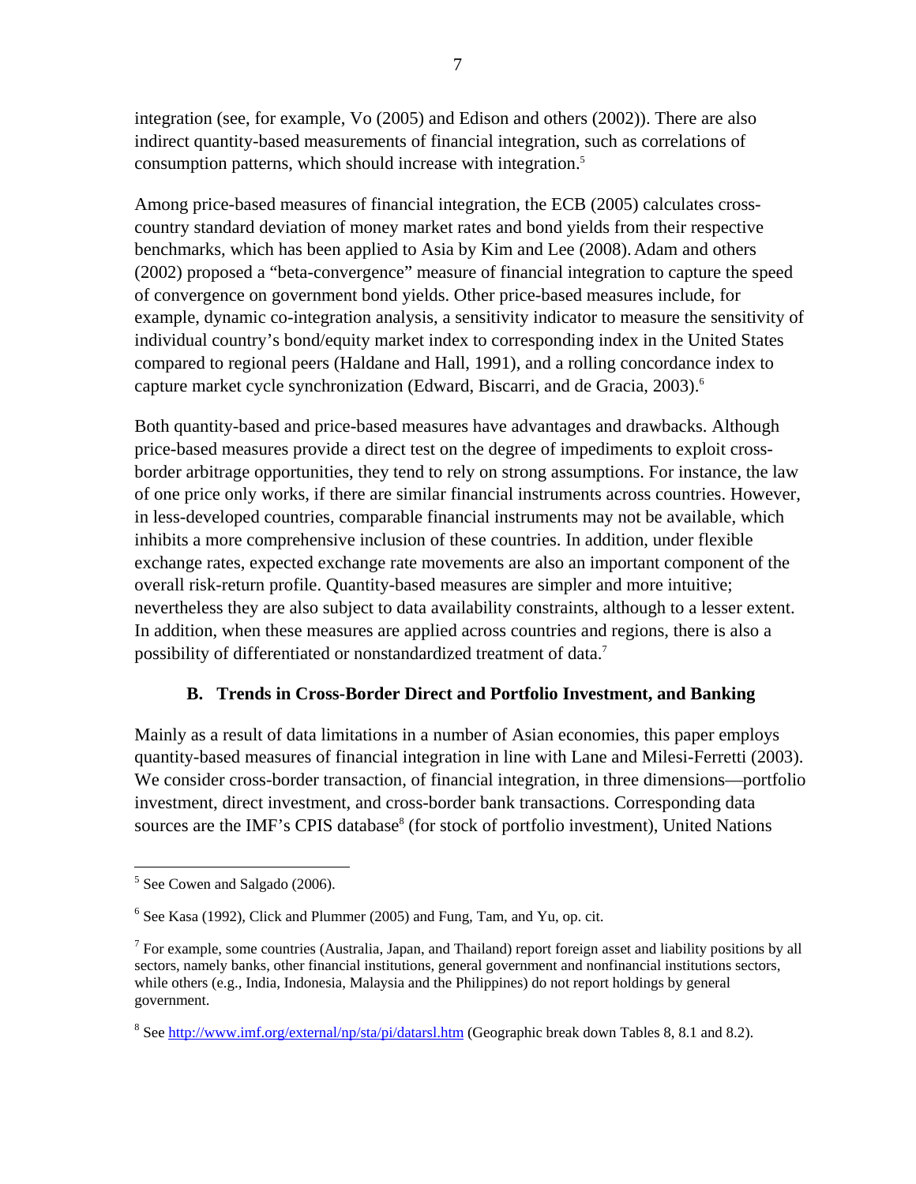integration (see, for example, Vo (2005) and Edison and others (2002)). There are also indirect quantity-based measurements of financial integration, such as correlations of consumption patterns, which should increase with integration.[5]

Among price-based measures of financial integration, the ECB (2005) calculates cross-country standard deviation of money market rates and bond yields from their respective benchmarks, which has been applied to Asia by Kim and Lee (2008). Adam and others (2002) proposed a "beta-convergence" measure of financial integration to capture the speed of convergence on government bond yields. Other price-based measures include, for example, dynamic co-integration analysis, a sensitivity indicator to measure the sensitivity of individual country's bond/equity market index to corresponding index in the United States compared to regional peers (Haldane and Hall, 1991), and a rolling concordance index to capture market cycle synchronization (Edward, Biscarri, and de Gracia, 2003).[6]

Both quantity-based and price-based measures have advantages and drawbacks. Although price-based measures provide a direct test on the degree of impediments to exploit cross-border arbitrage opportunities, they tend to rely on strong assumptions. For instance, the law of one price only works, if there are similar financial instruments across countries. However, in less-developed countries, comparable financial instruments may not be available, which inhibits a more comprehensive inclusion of these countries. In addition, under flexible exchange rates, expected exchange rate movements are also an important component of the overall risk-return profile. Quantity-based measures are simpler and more intuitive; nevertheless they are also subject to data availability constraints, although to a lesser extent. In addition, when these measures are applied across countries and regions, there is also a possibility of differentiated or nonstandardized treatment of data.[7]

## B. Trends in Cross-Border Direct and Portfolio Investment, and Banking

Mainly as a result of data limitations in a number of Asian economies, this paper employs quantity-based measures of financial integration in line with Lane and Milesi-Ferretti (2003). We consider cross-border transaction, of financial integration, in three dimensions—portfolio investment, direct investment, and cross-border bank transactions. Corresponding data sources are the IMF's CPIS database[8] (for stock of portfolio investment), United Nations

---

[5] See Cowen and Salgado (2006).

[6] See Kasa (1992), Click and Plummer (2005) and Fung, Tam, and Yu, op. cit.

[7] For example, some countries (Australia, Japan, and Thailand) report foreign asset and liability positions by all sectors, namely banks, other financial institutions, general government and nonfinancial institutions sectors, while others (e.g., India, Indonesia, Malaysia and the Philippines) do not report holdings by general government.

[8] See http://www.imf.org/external/np/sta/pi/datarsl.htm (Geographic break down Tables 8, 8.1 and 8.2).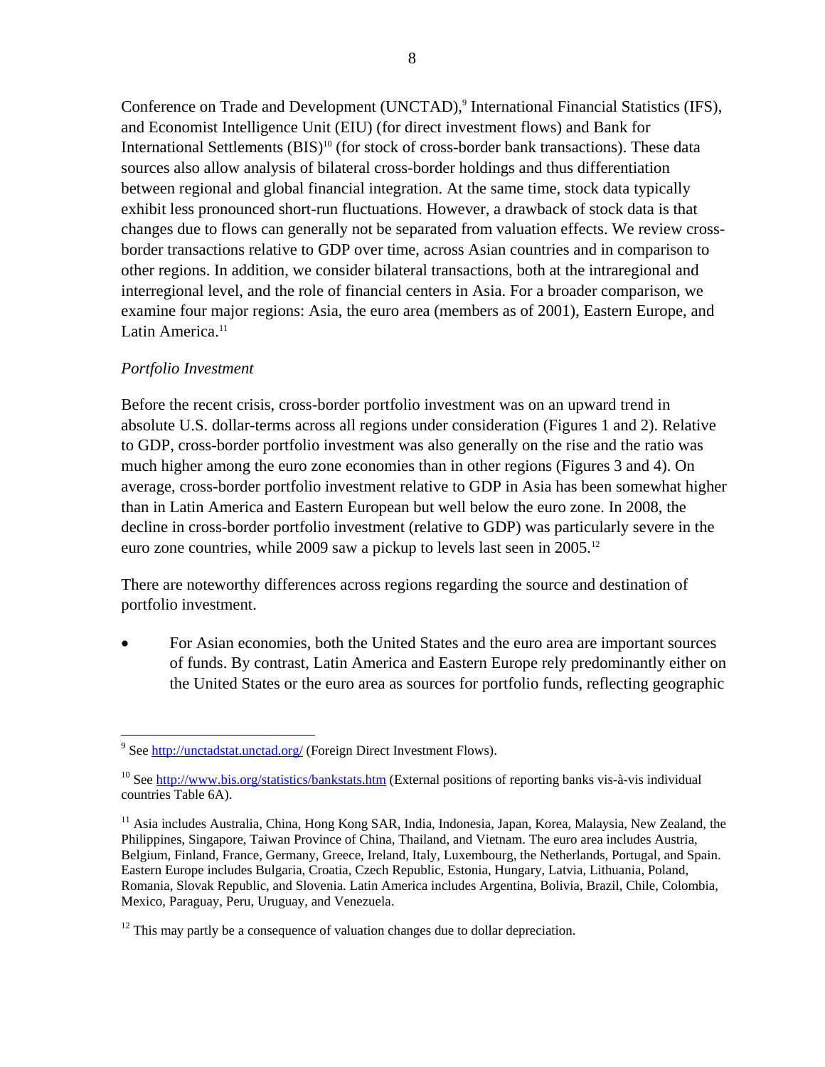Conference on Trade and Development (UNCTAD),[9] International Financial Statistics (IFS), and Economist Intelligence Unit (EIU) (for direct investment flows) and Bank for International Settlements (BIS)[10] (for stock of cross-border bank transactions). These data sources also allow analysis of bilateral cross-border holdings and thus differentiation between regional and global financial integration. At the same time, stock data typically exhibit less pronounced short-run fluctuations. However, a drawback of stock data is that changes due to flows can generally not be separated from valuation effects. We review cross-border transactions relative to GDP over time, across Asian countries and in comparison to other regions. In addition, we consider bilateral transactions, both at the intraregional and interregional level, and the role of financial centers in Asia. For a broader comparison, we examine four major regions: Asia, the euro area (members as of 2001), Eastern Europe, and Latin America.[11]

*Portfolio Investment*

Before the recent crisis, cross-border portfolio investment was on an upward trend in absolute U.S. dollar-terms across all regions under consideration (Figures 1 and 2). Relative to GDP, cross-border portfolio investment was also generally on the rise and the ratio was much higher among the euro zone economies than in other regions (Figures 3 and 4). On average, cross-border portfolio investment relative to GDP in Asia has been somewhat higher than in Latin America and Eastern European but well below the euro zone. In 2008, the decline in cross-border portfolio investment (relative to GDP) was particularly severe in the euro zone countries, while 2009 saw a pickup to levels last seen in 2005.[12]

There are noteworthy differences across regions regarding the source and destination of portfolio investment.

- For Asian economies, both the United States and the euro area are important sources of funds. By contrast, Latin America and Eastern Europe rely predominantly either on the United States or the euro area as sources for portfolio funds, reflecting geographic

---

[9] See http://unctadstat.unctad.org/ (Foreign Direct Investment Flows).

[10] See http://www.bis.org/statistics/bankstats.htm (External positions of reporting banks vis-à-vis individual countries Table 6A).

[11] Asia includes Australia, China, Hong Kong SAR, India, Indonesia, Japan, Korea, Malaysia, New Zealand, the Philippines, Singapore, Taiwan Province of China, Thailand, and Vietnam. The euro area includes Austria, Belgium, Finland, France, Germany, Greece, Ireland, Italy, Luxembourg, the Netherlands, Portugal, and Spain. Eastern Europe includes Bulgaria, Croatia, Czech Republic, Estonia, Hungary, Latvia, Lithuania, Poland, Romania, Slovak Republic, and Slovenia. Latin America includes Argentina, Bolivia, Brazil, Chile, Colombia, Mexico, Paraguay, Peru, Uruguay, and Venezuela.

[12] This may partly be a consequence of valuation changes due to dollar depreciation.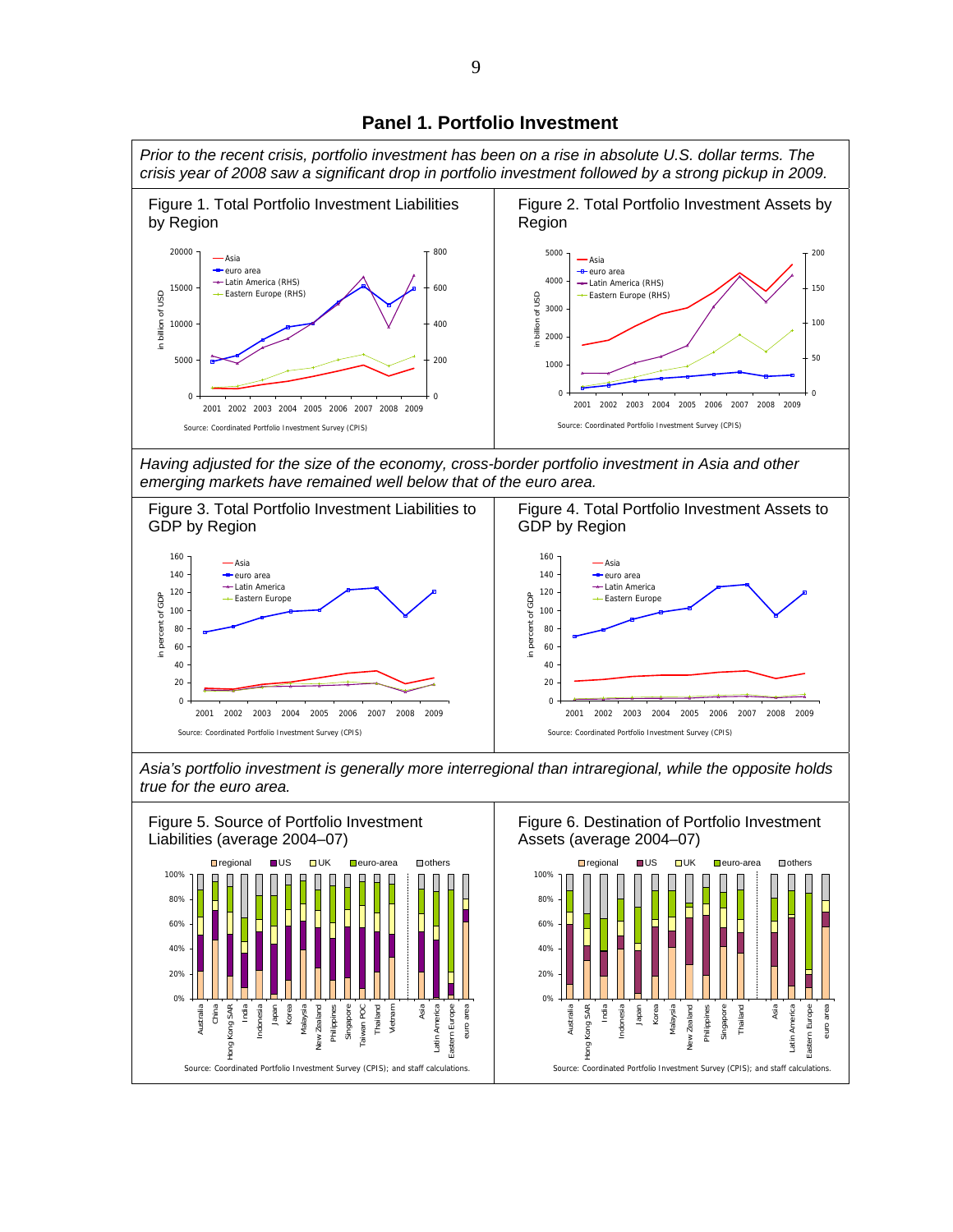# Panel 1. Portfolio Investment

*Prior to the recent crisis, portfolio investment has been on a rise in absolute U.S. dollar terms. The crisis year of 2008 saw a significant drop in portfolio investment followed by a strong pickup in 2009.*

Figure 1. Total Portfolio Investment Liabilities by Region

Source: Coordinated Portfolio Investment Survey (CPIS)

Figure 2. Total Portfolio Investment Assets by Region

Source: Coordinated Portfolio Investment Survey (CPIS)

*Having adjusted for the size of the economy, cross-border portfolio investment in Asia and other emerging markets have remained well below that of the euro area.*

Figure 3. Total Portfolio Investment Liabilities to GDP by Region

Source: Coordinated Portfolio Investment Survey (CPIS)

Figure 4. Total Portfolio Investment Assets to GDP by Region

Source: Coordinated Portfolio Investment Survey (CPIS)

*Asia's portfolio investment is generally more interregional than intraregional, while the opposite holds true for the euro area.*

Figure 5. Source of Portfolio Investment Liabilities (average 2004–07)

Source: Coordinated Portfolio Investment Survey (CPIS); and staff calculations.

Figure 6. Destination of Portfolio Investment Assets (average 2004–07)

Source: Coordinated Portfolio Investment Survey (CPIS); and staff calculations.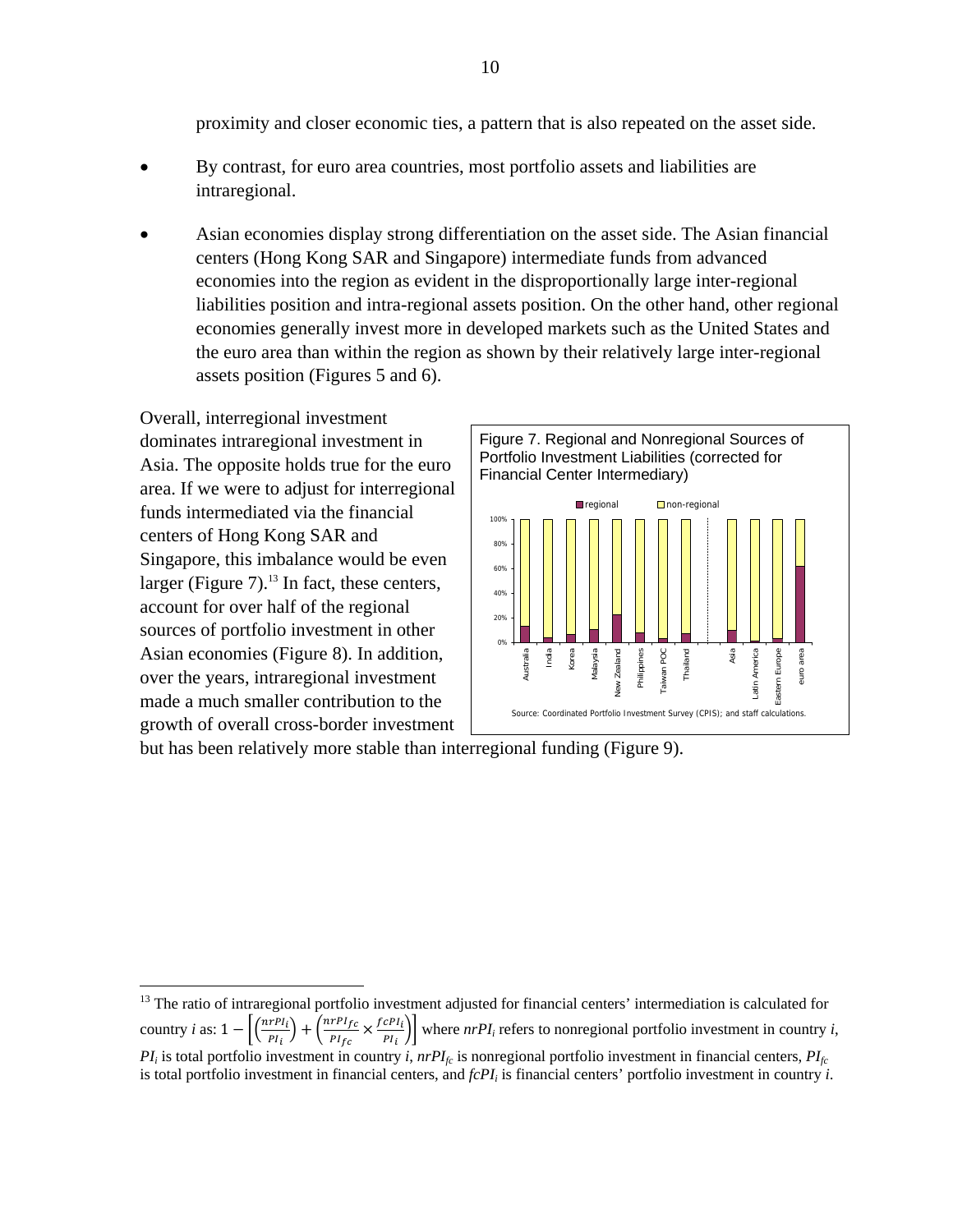proximity and closer economic ties, a pattern that is also repeated on the asset side.

- By contrast, for euro area countries, most portfolio assets and liabilities are intraregional.
- Asian economies display strong differentiation on the asset side. The Asian financial centers (Hong Kong SAR and Singapore) intermediate funds from advanced economies into the region as evident in the disproportionally large inter-regional liabilities position and intra-regional assets position. On the other hand, other regional economies generally invest more in developed markets such as the United States and the euro area than within the region as shown by their relatively large inter-regional assets position (Figures 5 and 6).

Overall, interregional investment dominates intraregional investment in Asia. The opposite holds true for the euro area. If we were to adjust for interregional funds intermediated via the financial centers of Hong Kong SAR and Singapore, this imbalance would be even larger (Figure 7).[13] In fact, these centers, account for over half of the regional sources of portfolio investment in other Asian economies (Figure 8). In addition, over the years, intraregional investment made a much smaller contribution to the growth of overall cross-border investment but has been relatively more stable than interregional funding (Figure 9).

Figure 7. Regional and Nonregional Sources of Portfolio Investment Liabilities (corrected for Financial Center Intermediary)

Source: Coordinated Portfolio Investment Survey (CPIS); and staff calculations.

[13] The ratio of intraregional portfolio investment adjusted for financial centers' intermediation is calculated for country *i* as: $1-\left[\left(\frac{nrPI_i}{PI_i}\right)+\left(\frac{nrPI_{fc}}{PI_{fc}}\times\frac{fcPI_i}{PI_i}\right)\right]$ where $nrPI_i$ refers to nonregional portfolio investment in country *i*, $PI_i$ is total portfolio investment in country *i*, $nrPI_{fc}$ is nonregional portfolio investment in financial centers, $PI_{fc}$ is total portfolio investment in financial centers, and $fcPI_i$ is financial centers' portfolio investment in country *i*.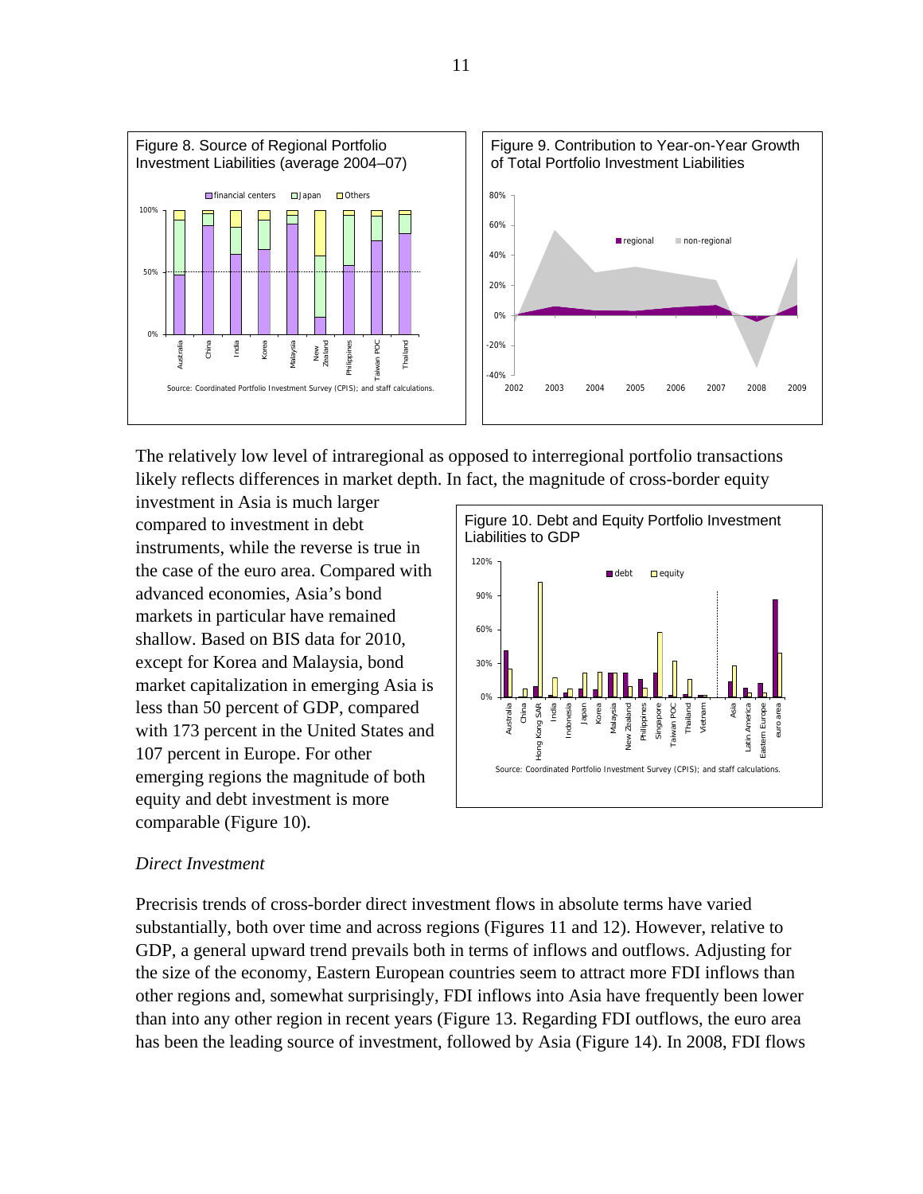Figure 8. Source of Regional Portfolio Investment Liabilities (average 2004–07)

Source: Coordinated Portfolio Investment Survey (CPIS); and staff calculations.

Figure 9. Contribution to Year-on-Year Growth of Total Portfolio Investment Liabilities

The relatively low level of intraregional as opposed to interregional portfolio transactions likely reflects differences in market depth. In fact, the magnitude of cross-border equity investment in Asia is much larger compared to investment in debt instruments, while the reverse is true in the case of the euro area. Compared with advanced economies, Asia's bond markets in particular have remained shallow. Based on BIS data for 2010, except for Korea and Malaysia, bond market capitalization in emerging Asia is less than 50 percent of GDP, compared with 173 percent in the United States and 107 percent in Europe. For other emerging regions the magnitude of both equity and debt investment is more comparable (Figure 10).

Figure 10. Debt and Equity Portfolio Investment Liabilities to GDP

Source: Coordinated Portfolio Investment Survey (CPIS); and staff calculations.

*Direct Investment*

Precrisis trends of cross-border direct investment flows in absolute terms have varied substantially, both over time and across regions (Figures 11 and 12). However, relative to GDP, a general upward trend prevails both in terms of inflows and outflows. Adjusting for the size of the economy, Eastern European countries seem to attract more FDI inflows than other regions and, somewhat surprisingly, FDI inflows into Asia have frequently been lower than into any other region in recent years (Figure 13. Regarding FDI outflows, the euro area has been the leading source of investment, followed by Asia (Figure 14). In 2008, FDI flows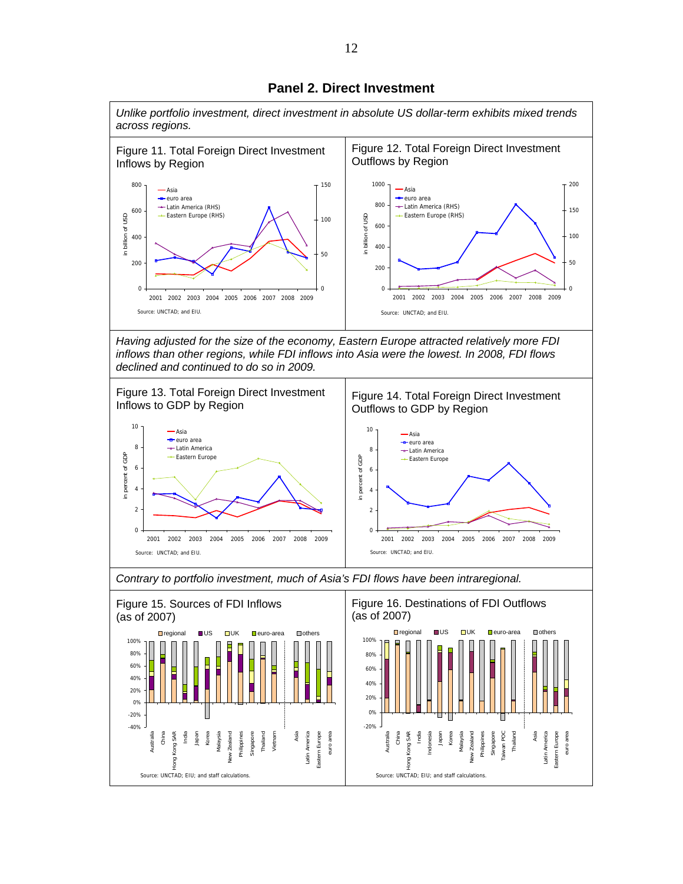## Panel 2. Direct Investment

*Unlike portfolio investment, direct investment in absolute US dollar-term exhibits mixed trends across regions.*

Figure 11. Total Foreign Direct Investment Inflows by Region

Source: UNCTAD; and EIU.

Figure 12. Total Foreign Direct Investment Outflows by Region

Source: UNCTAD; and EIU.

*Having adjusted for the size of the economy, Eastern Europe attracted relatively more FDI inflows than other regions, while FDI inflows into Asia were the lowest. In 2008, FDI flows declined and continued to do so in 2009.*

Figure 13. Total Foreign Direct Investment Inflows to GDP by Region

Source: UNCTAD; and EIU.

Figure 14. Total Foreign Direct Investment Outflows to GDP by Region

Source: UNCTAD; and EIU.

*Contrary to portfolio investment, much of Asia's FDI flows have been intraregional.*

Figure 15. Sources of FDI Inflows (as of 2007)

Source: UNCTAD; EIU; and staff calculations.

Figure 16. Destinations of FDI Outflows (as of 2007)

Source: UNCTAD; EIU; and staff calculations.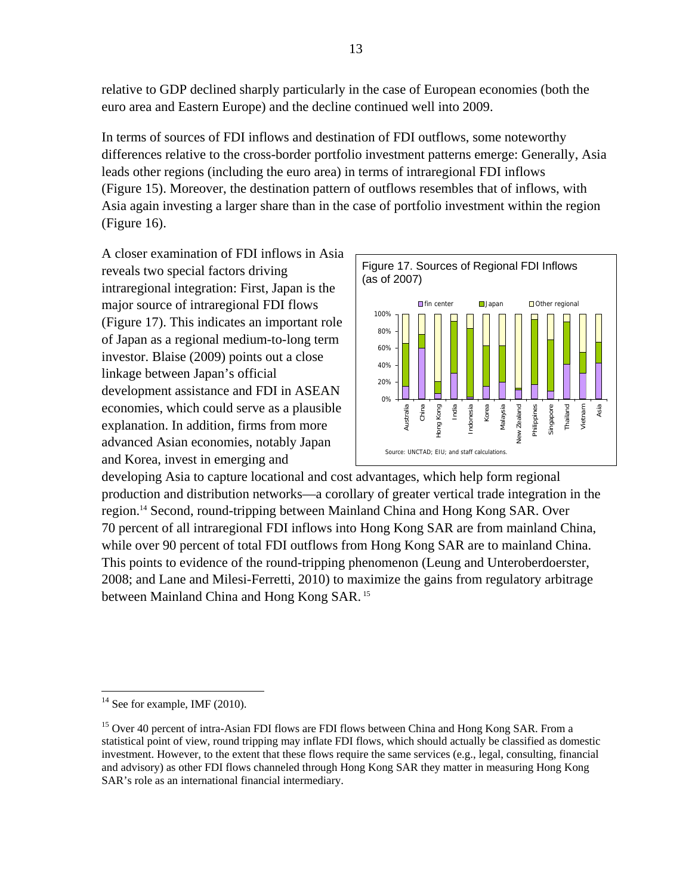relative to GDP declined sharply particularly in the case of European economies (both the euro area and Eastern Europe) and the decline continued well into 2009.

In terms of sources of FDI inflows and destination of FDI outflows, some noteworthy differences relative to the cross-border portfolio investment patterns emerge: Generally, Asia leads other regions (including the euro area) in terms of intraregional FDI inflows (Figure 15). Moreover, the destination pattern of outflows resembles that of inflows, with Asia again investing a larger share than in the case of portfolio investment within the region (Figure 16).

A closer examination of FDI inflows in Asia reveals two special factors driving intraregional integration: First, Japan is the major source of intraregional FDI flows (Figure 17). This indicates an important role of Japan as a regional medium-to-long term investor. Blaise (2009) points out a close linkage between Japan's official development assistance and FDI in ASEAN economies, which could serve as a plausible explanation. In addition, firms from more advanced Asian economies, notably Japan and Korea, invest in emerging and developing Asia to capture locational and cost advantages, which help form regional production and distribution networks—a corollary of greater vertical trade integration in the region.[14] Second, round-tripping between Mainland China and Hong Kong SAR. Over 70 percent of all intraregional FDI inflows into Hong Kong SAR are from mainland China, while over 90 percent of total FDI outflows from Hong Kong SAR are to mainland China. This points to evidence of the round-tripping phenomenon (Leung and Unteroberdoerster, 2008; and Lane and Milesi-Ferretti, 2010) to maximize the gains from regulatory arbitrage between Mainland China and Hong Kong SAR.[15]

Figure 17. Sources of Regional FDI Inflows (as of 2007)

Source: UNCTAD; EIU; and staff calculations.

---

[14] See for example, IMF (2010).

[15] Over 40 percent of intra-Asian FDI flows are FDI flows between China and Hong Kong SAR. From a statistical point of view, round tripping may inflate FDI flows, which should actually be classified as domestic investment. However, to the extent that these flows require the same services (e.g., legal, consulting, financial and advisory) as other FDI flows channeled through Hong Kong SAR they matter in measuring Hong Kong SAR's role as an international financial intermediary.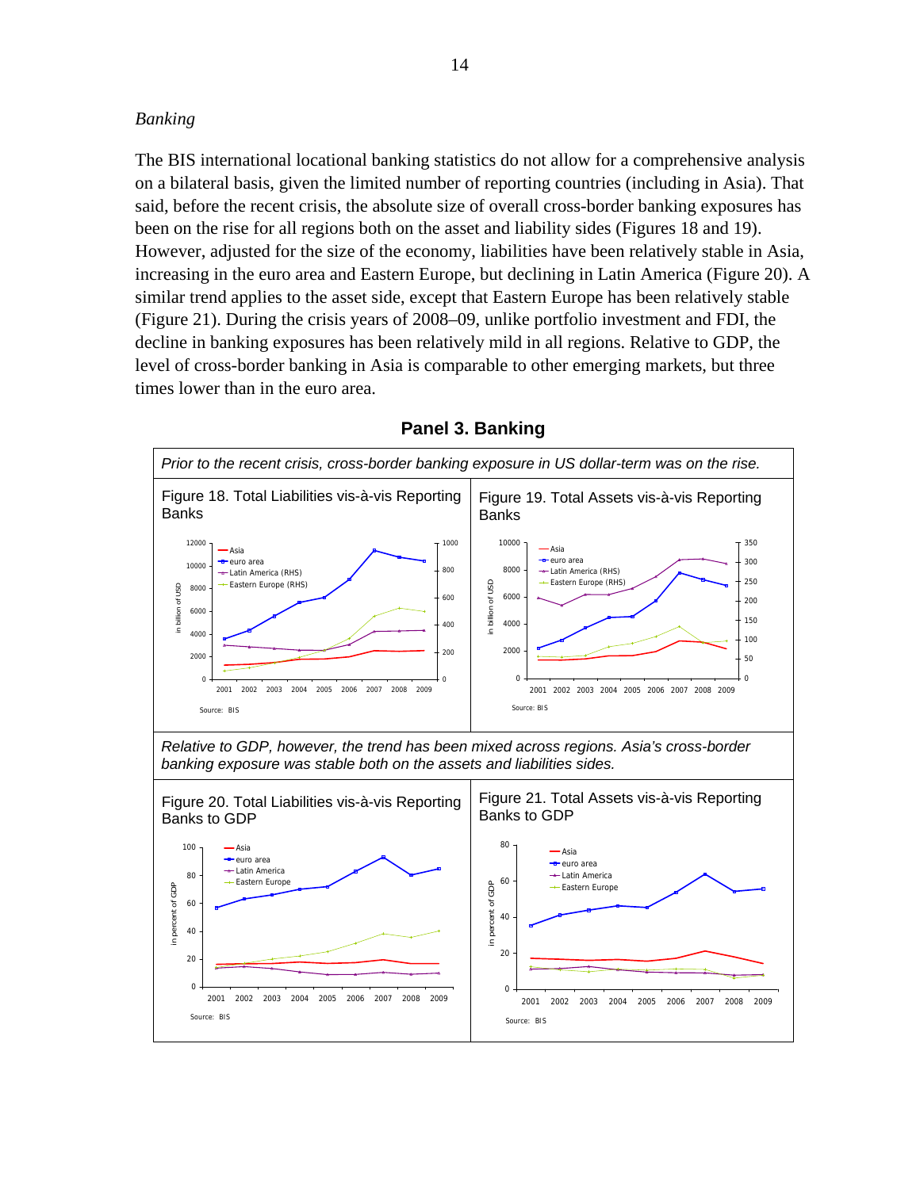*Banking*

The BIS international locational banking statistics do not allow for a comprehensive analysis on a bilateral basis, given the limited number of reporting countries (including in Asia). That said, before the recent crisis, the absolute size of overall cross-border banking exposures has been on the rise for all regions both on the asset and liability sides (Figures 18 and 19). However, adjusted for the size of the economy, liabilities have been relatively stable in Asia, increasing in the euro area and Eastern Europe, but declining in Latin America (Figure 20). A similar trend applies to the asset side, except that Eastern Europe has been relatively stable (Figure 21). During the crisis years of 2008–09, unlike portfolio investment and FDI, the decline in banking exposures has been relatively mild in all regions. Relative to GDP, the level of cross-border banking in Asia is comparable to other emerging markets, but three times lower than in the euro area.

**Panel 3. Banking**

*Prior to the recent crisis, cross-border banking exposure in US dollar-term was on the rise.*

Figure 18. Total Liabilities vis-à-vis Reporting Banks

Source: BIS

Figure 19. Total Assets vis-à-vis Reporting Banks

Source: BIS

*Relative to GDP, however, the trend has been mixed across regions. Asia's cross-border banking exposure was stable both on the assets and liabilities sides.*

Figure 20. Total Liabilities vis-à-vis Reporting Banks to GDP

Source: BIS

Figure 21. Total Assets vis-à-vis Reporting Banks to GDP

Source: BIS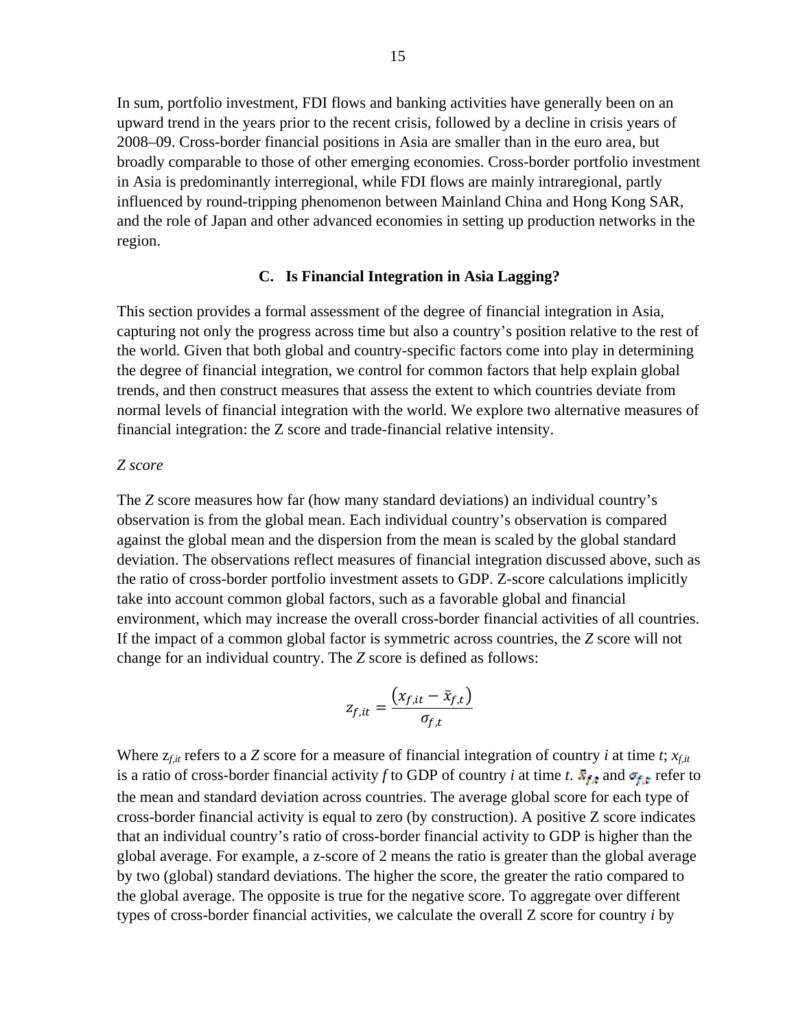In sum, portfolio investment, FDI flows and banking activities have generally been on an upward trend in the years prior to the recent crisis, followed by a decline in crisis years of 2008–09. Cross-border financial positions in Asia are smaller than in the euro area, but broadly comparable to those of other emerging economies. Cross-border portfolio investment in Asia is predominantly interregional, while FDI flows are mainly intraregional, partly influenced by round-tripping phenomenon between Mainland China and Hong Kong SAR, and the role of Japan and other advanced economies in setting up production networks in the region.

### C. Is Financial Integration in Asia Lagging?

This section provides a formal assessment of the degree of financial integration in Asia, capturing not only the progress across time but also a country's position relative to the rest of the world. Given that both global and country-specific factors come into play in determining the degree of financial integration, we control for common factors that help explain global trends, and then construct measures that assess the extent to which countries deviate from normal levels of financial integration with the world. We explore two alternative measures of financial integration: the Z score and trade-financial relative intensity.

*Z score*

The *Z* score measures how far (how many standard deviations) an individual country's observation is from the global mean. Each individual country's observation is compared against the global mean and the dispersion from the mean is scaled by the global standard deviation. The observations reflect measures of financial integration discussed above, such as the ratio of cross-border portfolio investment assets to GDP. Z-score calculations implicitly take into account common global factors, such as a favorable global and financial environment, which may increase the overall cross-border financial activities of all countries. If the impact of a common global factor is symmetric across countries, the *Z* score will not change for an individual country. The *Z* score is defined as follows:

$$z_{f,it} = \frac{\left(x_{f,it} - \bar{x}_{f,t}\right)}{\sigma_{f,t}}$$

Where $z_{f,it}$ refers to a *Z* score for a measure of financial integration of country *i* at time *t*; $x_{f,it}$ is a ratio of cross-border financial activity *f* to GDP of country *i* at time *t*. $\bar{x}_{f,t}$ and $\sigma_{f,t}$ refer to the mean and standard deviation across countries. The average global score for each type of cross-border financial activity is equal to zero (by construction). A positive Z score indicates that an individual country's ratio of cross-border financial activity to GDP is higher than the global average. For example, a z-score of 2 means the ratio is greater than the global average by two (global) standard deviations. The higher the score, the greater the ratio compared to the global average. The opposite is true for the negative score. To aggregate over different types of cross-border financial activities, we calculate the overall Z score for country *i* by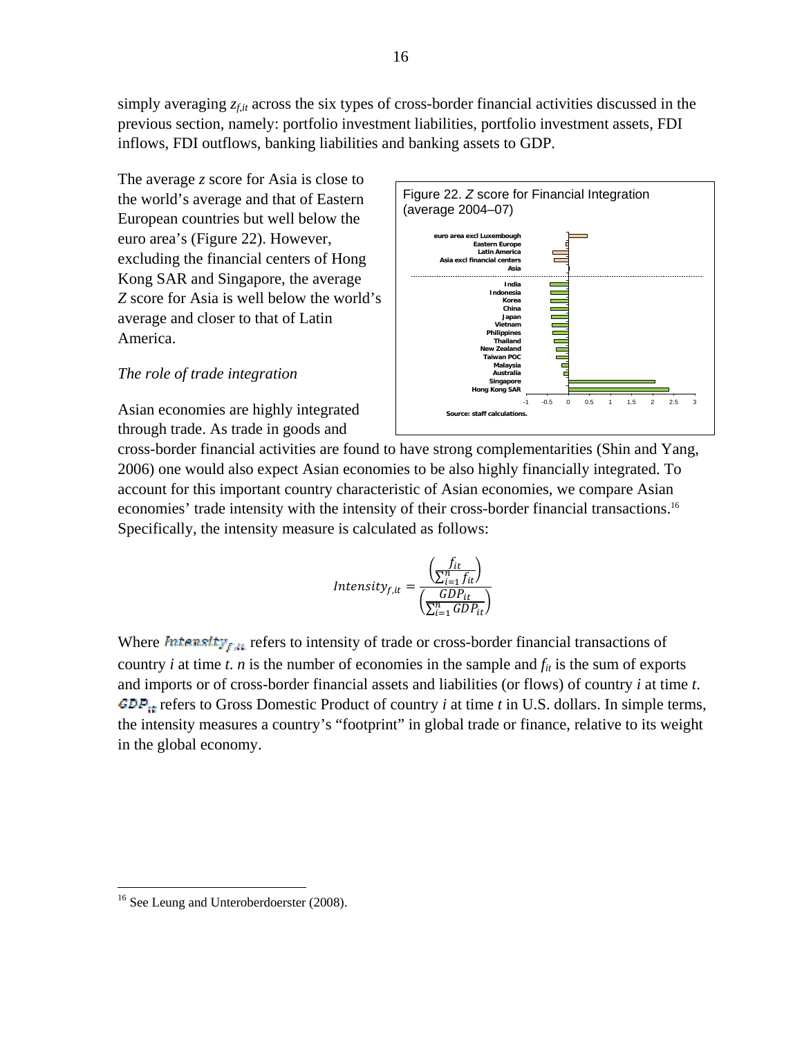simply averaging $z_{f,it}$ across the six types of cross-border financial activities discussed in the previous section, namely: portfolio investment liabilities, portfolio investment assets, FDI inflows, FDI outflows, banking liabilities and banking assets to GDP.

The average $z$ score for Asia is close to the world's average and that of Eastern European countries but well below the euro area's (Figure 22). However, excluding the financial centers of Hong Kong SAR and Singapore, the average $Z$ score for Asia is well below the world's average and closer to that of Latin America.

Figure 22. $Z$ score for Financial Integration (average 2004–07)

Source: staff calculations.

*The role of trade integration*

Asian economies are highly integrated through trade. As trade in goods and cross-border financial activities are found to have strong complementarities (Shin and Yang, 2006) one would also expect Asian economies to be also highly financially integrated. To account for this important country characteristic of Asian economies, we compare Asian economies' trade intensity with the intensity of their cross-border financial transactions.[16] Specifically, the intensity measure is calculated as follows:

$$Intensity_{f,it} = \frac{\left(\frac{f_{it}}{\sum_{i=1}^{n} f_{it}}\right)}{\left(\frac{GDP_{it}}{\sum_{i=1}^{n} GDP_{it}}\right)}$$

Where $Intensity_{f,it}$ refers to intensity of trade or cross-border financial transactions of country $i$ at time $t$. $n$ is the number of economies in the sample and $f_{it}$ is the sum of exports and imports or of cross-border financial assets and liabilities (or flows) of country $i$ at time $t$. $GDP_{it}$ refers to Gross Domestic Product of country $i$ at time $t$ in U.S. dollars. In simple terms, the intensity measures a country's "footprint" in global trade or finance, relative to its weight in the global economy.

---

[16] See Leung and Unteroberdoerster (2008).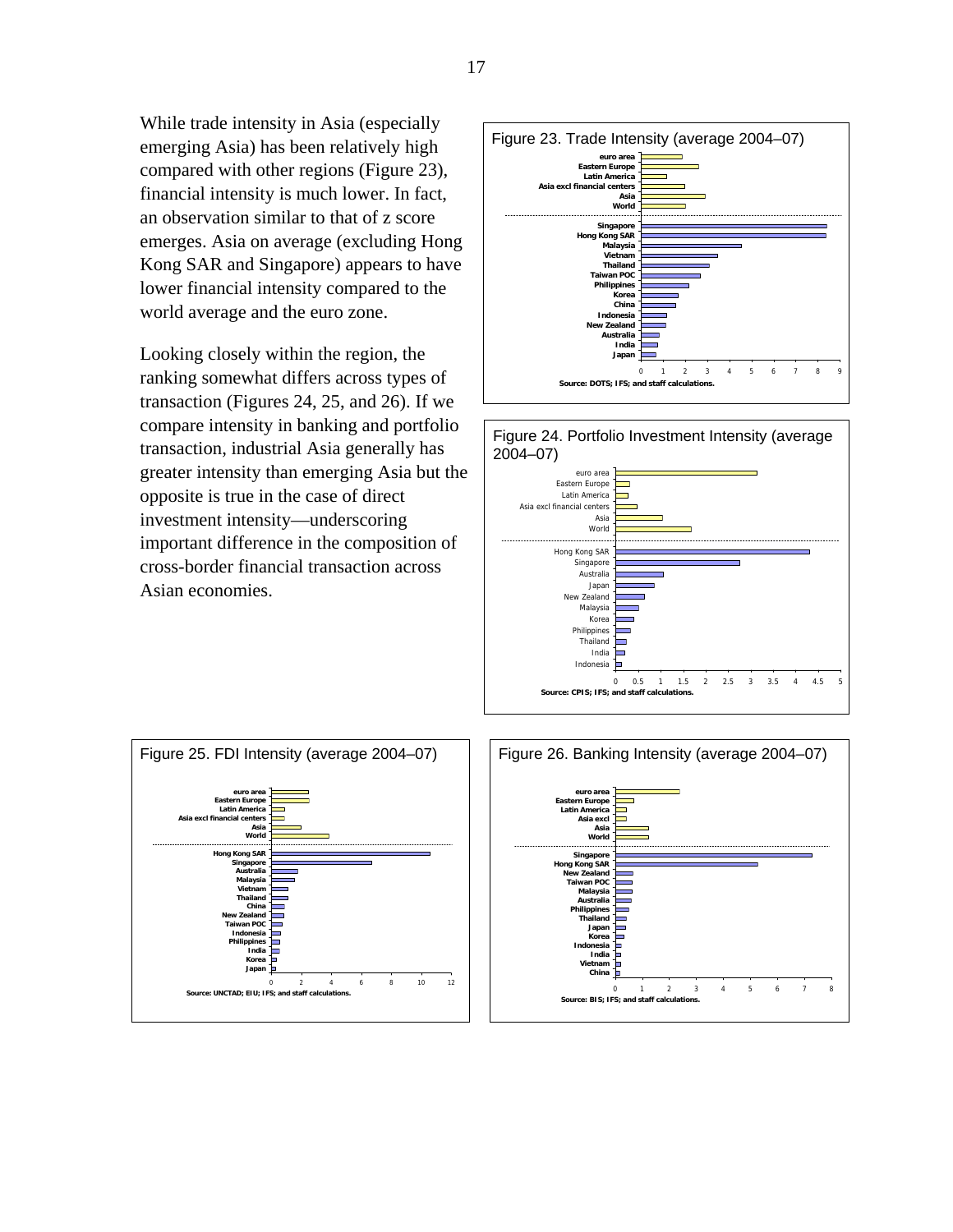While trade intensity in Asia (especially emerging Asia) has been relatively high compared with other regions (Figure 23), financial intensity is much lower. In fact, an observation similar to that of z score emerges. Asia on average (excluding Hong Kong SAR and Singapore) appears to have lower financial intensity compared to the world average and the euro zone.

Looking closely within the region, the ranking somewhat differs across types of transaction (Figures 24, 25, and 26). If we compare intensity in banking and portfolio transaction, industrial Asia generally has greater intensity than emerging Asia but the opposite is true in the case of direct investment intensity—underscoring important difference in the composition of cross-border financial transaction across Asian economies.

Figure 23. Trade Intensity (average 2004–07)

Source: DOTS; IFS; and staff calculations.

Figure 24. Portfolio Investment Intensity (average 2004–07)

Source: CPIS; IFS; and staff calculations.

Figure 25. FDI Intensity (average 2004–07)

Source: UNCTAD; EIU; IFS; and staff calculations.

Figure 26. Banking Intensity (average 2004–07)

Source: BIS; IFS; and staff calculations.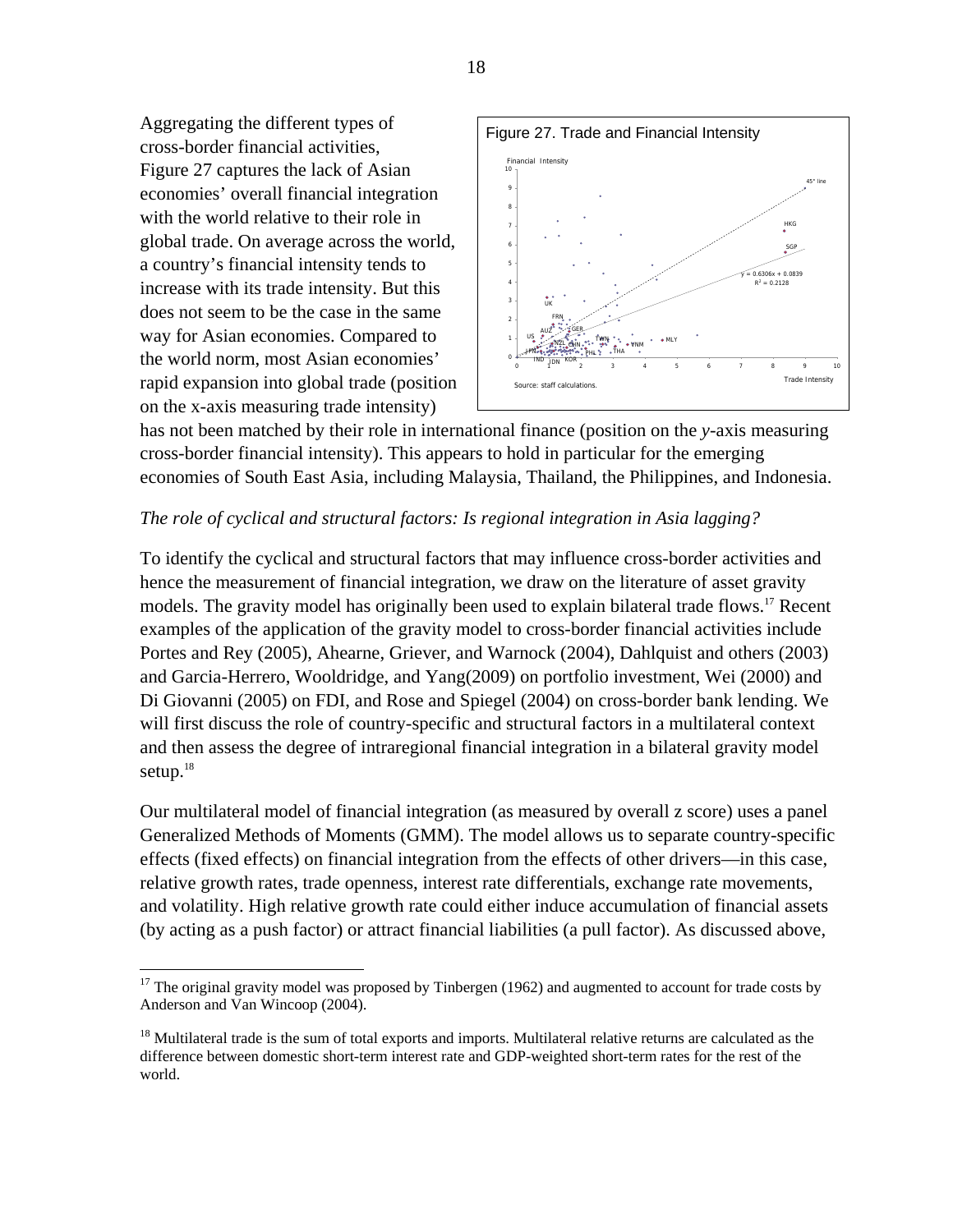Aggregating the different types of cross-border financial activities, Figure 27 captures the lack of Asian economies' overall financial integration with the world relative to their role in global trade. On average across the world, a country's financial intensity tends to increase with its trade intensity. But this does not seem to be the case in the same way for Asian economies. Compared to the world norm, most Asian economies' rapid expansion into global trade (position on the x-axis measuring trade intensity) has not been matched by their role in international finance (position on the *y*-axis measuring cross-border financial intensity). This appears to hold in particular for the emerging economies of South East Asia, including Malaysia, Thailand, the Philippines, and Indonesia.

Figure 27. Trade and Financial Intensity

Source: staff calculations.

*The role of cyclical and structural factors: Is regional integration in Asia lagging?*

To identify the cyclical and structural factors that may influence cross-border activities and hence the measurement of financial integration, we draw on the literature of asset gravity models. The gravity model has originally been used to explain bilateral trade flows.[17] Recent examples of the application of the gravity model to cross-border financial activities include Portes and Rey (2005), Ahearne, Griever, and Warnock (2004), Dahlquist and others (2003) and Garcia-Herrero, Wooldridge, and Yang(2009) on portfolio investment, Wei (2000) and Di Giovanni (2005) on FDI, and Rose and Spiegel (2004) on cross-border bank lending. We will first discuss the role of country-specific and structural factors in a multilateral context and then assess the degree of intraregional financial integration in a bilateral gravity model setup.[18]

Our multilateral model of financial integration (as measured by overall z score) uses a panel Generalized Methods of Moments (GMM). The model allows us to separate country-specific effects (fixed effects) on financial integration from the effects of other drivers—in this case, relative growth rates, trade openness, interest rate differentials, exchange rate movements, and volatility. High relative growth rate could either induce accumulation of financial assets (by acting as a push factor) or attract financial liabilities (a pull factor). As discussed above,

[17] The original gravity model was proposed by Tinbergen (1962) and augmented to account for trade costs by Anderson and Van Wincoop (2004).

[18] Multilateral trade is the sum of total exports and imports. Multilateral relative returns are calculated as the difference between domestic short-term interest rate and GDP-weighted short-term rates for the rest of the world.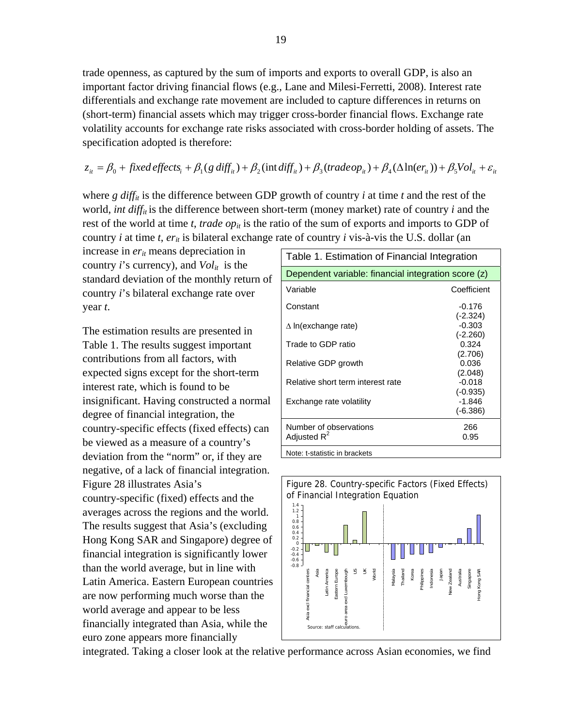trade openness, as captured by the sum of imports and exports to overall GDP, is also an important factor driving financial flows (e.g., Lane and Milesi-Ferretti, 2008). Interest rate differentials and exchange rate movement are included to capture differences in returns on (short-term) financial assets which may trigger cross-border financial flows. Exchange rate volatility accounts for exchange rate risks associated with cross-border holding of assets. The specification adopted is therefore:

$$z_{it} = \beta_0 + fixed\,effects_i + \beta_1(g\,diff_{it}) + \beta_2(\text{int}\,diff_{it}) + \beta_3(tradeop_{it}) + \beta_4(\Delta\ln(er_{it})) + \beta_5 Vol_{it} + \varepsilon_{it}$$

where $g\ diff_{it}$ is the difference between GDP growth of country $i$ at time $t$ and the rest of the world, $int\ diff_{it}$ is the difference between short-term (money market) rate of country $i$ and the rest of the world at time $t$, $trade\ op_{it}$ is the ratio of the sum of exports and imports to GDP of country $i$ at time $t$, $er_{it}$ is bilateral exchange rate of country $i$ vis-à-vis the U.S. dollar (an increase in $er_{it}$ means depreciation in country $i$'s currency), and $Vol_{it}$ is the standard deviation of the monthly return of country $i$'s bilateral exchange rate over year $t$.

The estimation results are presented in Table 1. The results suggest important contributions from all factors, with expected signs except for the short-term interest rate, which is found to be insignificant. Having constructed a normal degree of financial integration, the country-specific effects (fixed effects) can be viewed as a measure of a country's deviation from the "norm" or, if they are negative, of a lack of financial integration. Figure 28 illustrates Asia's country-specific (fixed) effects and the averages across the regions and the world. The results suggest that Asia's (excluding Hong Kong SAR and Singapore) degree of financial integration is significantly lower than the world average, but in line with Latin America. Eastern European countries are now performing much worse than the world average and appear to be less financially integrated than Asia, while the euro zone appears more financially integrated. Taking a closer look at the relative performance across Asian economies, we find

Table 1. Estimation of Financial Integration

| Dependent variable: financial integration score (z) | |
|---|---|
| Variable | Coefficient |
| Constant | -0.176 (-2.324) |
| Δ ln(exchange rate) | -0.303 (-2.260) |
| Trade to GDP ratio | 0.324 (2.706) |
| Relative GDP growth | 0.036 (2.048) |
| Relative short term interest rate | -0.018 (-0.935) |
| Exchange rate volatility | -1.846 (-6.386) |
| Number of observations | 266 |
| Adjusted $R^2$ | 0.95 |

Note: t-statistic in brackets

Figure 28. Country-specific Factors (Fixed Effects) of Financial Integration Equation

Source: staff calculations.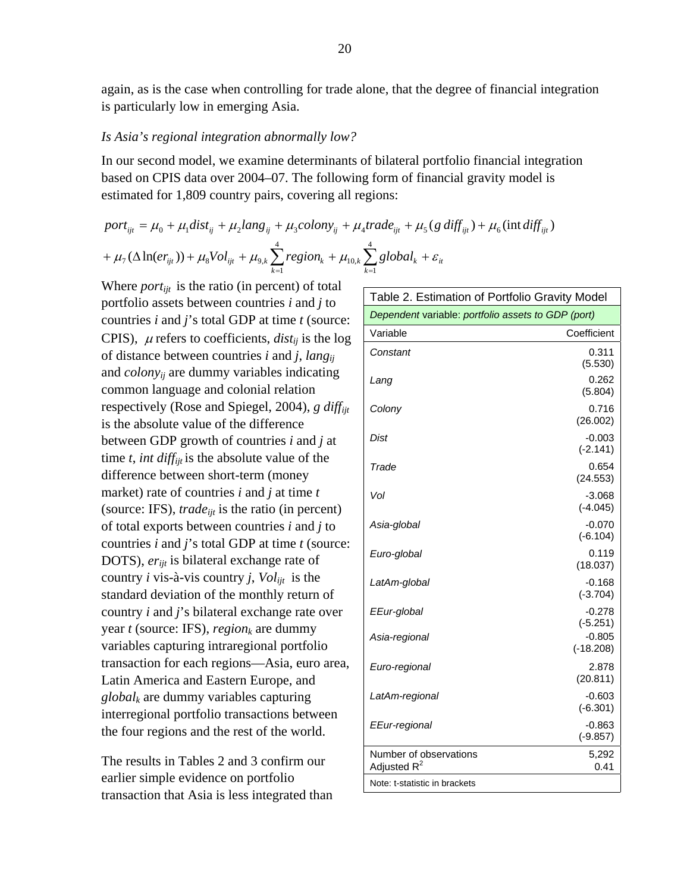again, as is the case when controlling for trade alone, that the degree of financial integration is particularly low in emerging Asia.

*Is Asia's regional integration abnormally low?*

In our second model, we examine determinants of bilateral portfolio financial integration based on CPIS data over 2004–07. The following form of financial gravity model is estimated for 1,809 country pairs, covering all regions:

$$port_{ijt} = \mu_0 + \mu_1 dist_{ij} + \mu_2 lang_{ij} + \mu_3 colony_{ij} + \mu_4 trade_{ijt} + \mu_5 (g\,diff_{ijt}) + \mu_6 (\text{int}\,diff_{ijt})$$
$$+ \mu_7 (\Delta \ln(er_{ijt})) + \mu_8 Vol_{ijt} + \mu_{9,k} \sum_{k=1}^{4} region_k + \mu_{10,k} \sum_{k=1}^{4} global_k + \varepsilon_{it}$$

Where $port_{ijt}$ is the ratio (in percent) of total portfolio assets between countries *i* and *j* to countries *i* and *j*'s total GDP at time *t* (source: CPIS), $\mu$ refers to coefficients, $dist_{ij}$ is the log of distance between countries *i* and *j*, $lang_{ij}$ and $colony_{ij}$ are dummy variables indicating common language and colonial relation respectively (Rose and Spiegel, 2004), $g\,diff_{ijt}$ is the absolute value of the difference between GDP growth of countries *i* and *j* at time *t*, $int\,diff_{ijt}$ is the absolute value of the difference between short-term (money market) rate of countries *i* and *j* at time *t* (source: IFS), $trade_{ijt}$ is the ratio (in percent) of total exports between countries *i* and *j* to countries *i* and *j*'s total GDP at time *t* (source: DOTS), $er_{ijt}$ is bilateral exchange rate of country *i* vis-à-vis country *j*, $Vol_{ijt}$ is the standard deviation of the monthly return of country *i* and *j*'s bilateral exchange rate over year *t* (source: IFS), $region_k$ are dummy variables capturing intraregional portfolio transaction for each regions—Asia, euro area, Latin America and Eastern Europe, and $global_k$ are dummy variables capturing interregional portfolio transactions between the four regions and the rest of the world.

Table 2. Estimation of Portfolio Gravity Model

*Dependent* variable: *portfolio assets to GDP (port)*

| Variable | Coefficient |
|---|---|
| *Constant* | 0.311 (5.530) |
| *Lang* | 0.262 (5.804) |
| *Colony* | 0.716 (26.002) |
| *Dist* | -0.003 (-2.141) |
| *Trade* | 0.654 (24.553) |
| *Vol* | -3.068 (-4.045) |
| *Asia-global* | -0.070 (-6.104) |
| *Euro-global* | 0.119 (18.037) |
| *LatAm-global* | -0.168 (-3.704) |
| *EEur-global* | -0.278 (-5.251) |
| *Asia-regional* | -0.805 (-18.208) |
| *Euro-regional* | 2.878 (20.811) |
| *LatAm-regional* | -0.603 (-6.301) |
| *EEur-regional* | -0.863 (-9.857) |
| Number of observations | 5,292 |
| Adjusted $R^2$ | 0.41 |

Note: t-statistic in brackets

The results in Tables 2 and 3 confirm our earlier simple evidence on portfolio transaction that Asia is less integrated than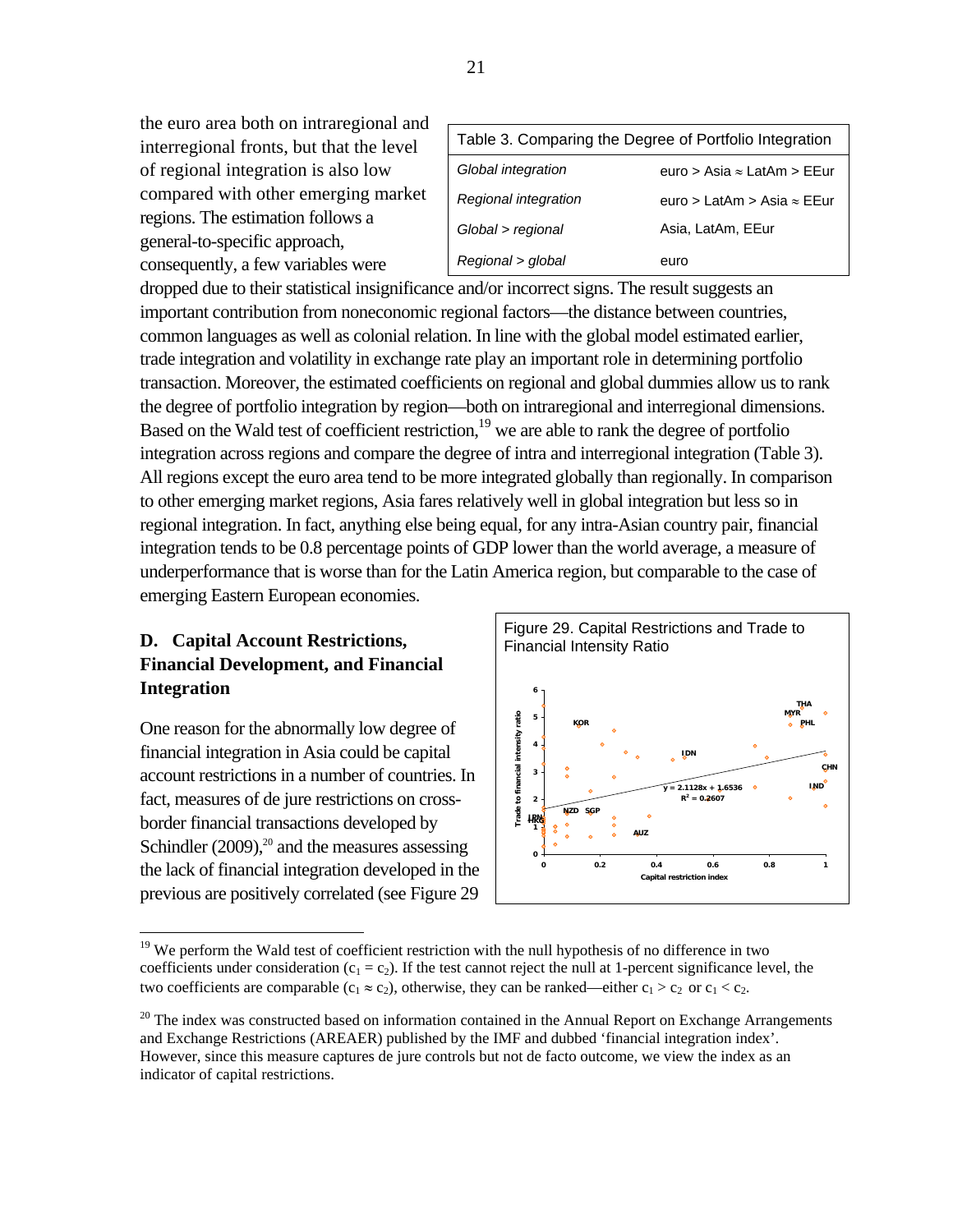the euro area both on intraregional and interregional fronts, but that the level of regional integration is also low compared with other emerging market regions. The estimation follows a general-to-specific approach, consequently, a few variables were dropped due to their statistical insignificance and/or incorrect signs. The result suggests an important contribution from noneconomic regional factors—the distance between countries, common languages as well as colonial relation. In line with the global model estimated earlier, trade integration and volatility in exchange rate play an important role in determining portfolio transaction. Moreover, the estimated coefficients on regional and global dummies allow us to rank the degree of portfolio integration by region—both on intraregional and interregional dimensions. Based on the Wald test of coefficient restriction,[19] we are able to rank the degree of portfolio integration across regions and compare the degree of intra and interregional integration (Table 3). All regions except the euro area tend to be more integrated globally than regionally. In comparison to other emerging market regions, Asia fares relatively well in global integration but less so in regional integration. In fact, anything else being equal, for any intra-Asian country pair, financial integration tends to be 0.8 percentage points of GDP lower than the world average, a measure of underperformance that is worse than for the Latin America region, but comparable to the case of emerging Eastern European economies.

| Table 3. Comparing the Degree of Portfolio Integration | |
|---|---|
| *Global integration* | euro > Asia ≈ LatAm > EEur |
| *Regional integration* | euro > LatAm > Asia ≈ EEur |
| *Global > regional* | Asia, LatAm, EEur |
| *Regional > global* | euro |

## D. Capital Account Restrictions, Financial Development, and Financial Integration

One reason for the abnormally low degree of financial integration in Asia could be capital account restrictions in a number of countries. In fact, measures of de jure restrictions on cross-border financial transactions developed by Schindler (2009),[20] and the measures assessing the lack of financial integration developed in the previous are positively correlated (see Figure 29

Figure 29. Capital Restrictions and Trade to Financial Intensity Ratio

---

[19] We perform the Wald test of coefficient restriction with the null hypothesis of no difference in two coefficients under consideration ($c_1 = c_2$). If the test cannot reject the null at 1-percent significance level, the two coefficients are comparable ($c_1 \approx c_2$), otherwise, they can be ranked—either $c_1 > c_2$ or $c_1 < c_2$.

[20] The index was constructed based on information contained in the Annual Report on Exchange Arrangements and Exchange Restrictions (AREAER) published by the IMF and dubbed 'financial integration index'. However, since this measure captures de jure controls but not de facto outcome, we view the index as an indicator of capital restrictions.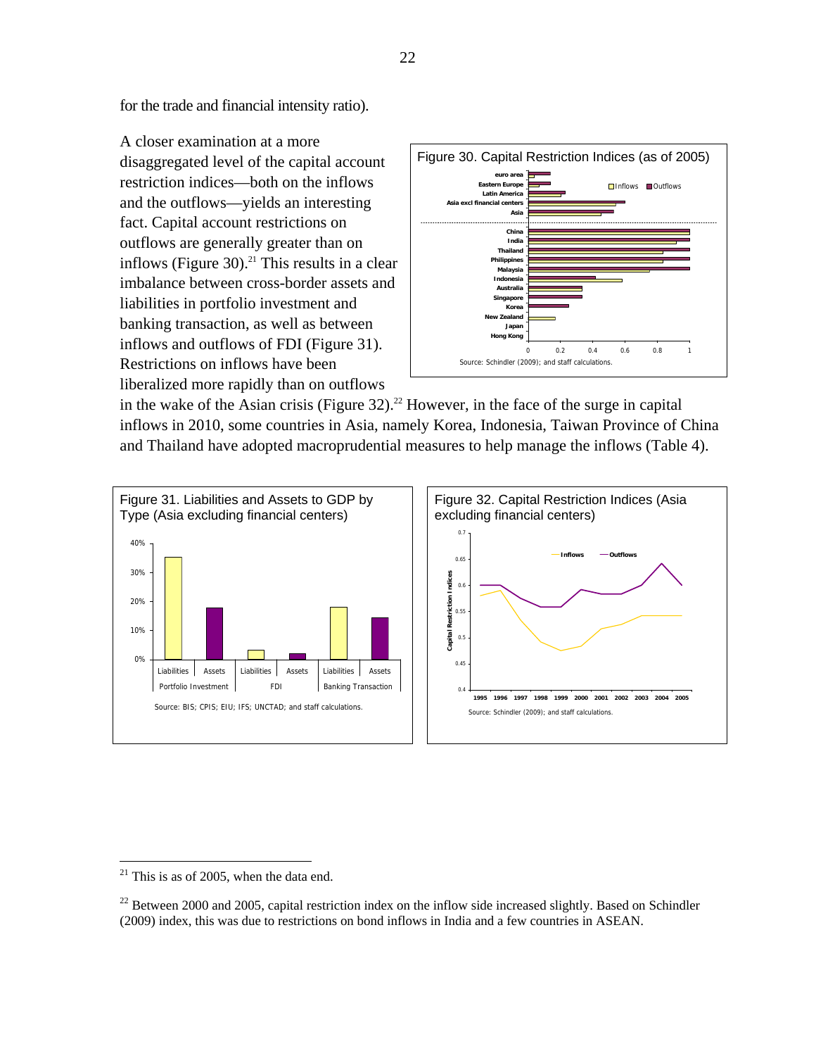for the trade and financial intensity ratio).

A closer examination at a more disaggregated level of the capital account restriction indices—both on the inflows and the outflows—yields an interesting fact. Capital account restrictions on outflows are generally greater than on inflows (Figure 30).[21] This results in a clear imbalance between cross-border assets and liabilities in portfolio investment and banking transaction, as well as between inflows and outflows of FDI (Figure 31). Restrictions on inflows have been liberalized more rapidly than on outflows in the wake of the Asian crisis (Figure 32).[22] However, in the face of the surge in capital inflows in 2010, some countries in Asia, namely Korea, Indonesia, Taiwan Province of China and Thailand have adopted macroprudential measures to help manage the inflows (Table 4).

Figure 30. Capital Restriction Indices (as of 2005)

Source: Schindler (2009); and staff calculations.

Figure 31. Liabilities and Assets to GDP by Type (Asia excluding financial centers)

Source: BIS; CPIS; EIU; IFS; UNCTAD; and staff calculations.

Figure 32. Capital Restriction Indices (Asia excluding financial centers)

Source: Schindler (2009); and staff calculations.

---

[21] This is as of 2005, when the data end.

[22] Between 2000 and 2005, capital restriction index on the inflow side increased slightly. Based on Schindler (2009) index, this was due to restrictions on bond inflows in India and a few countries in ASEAN.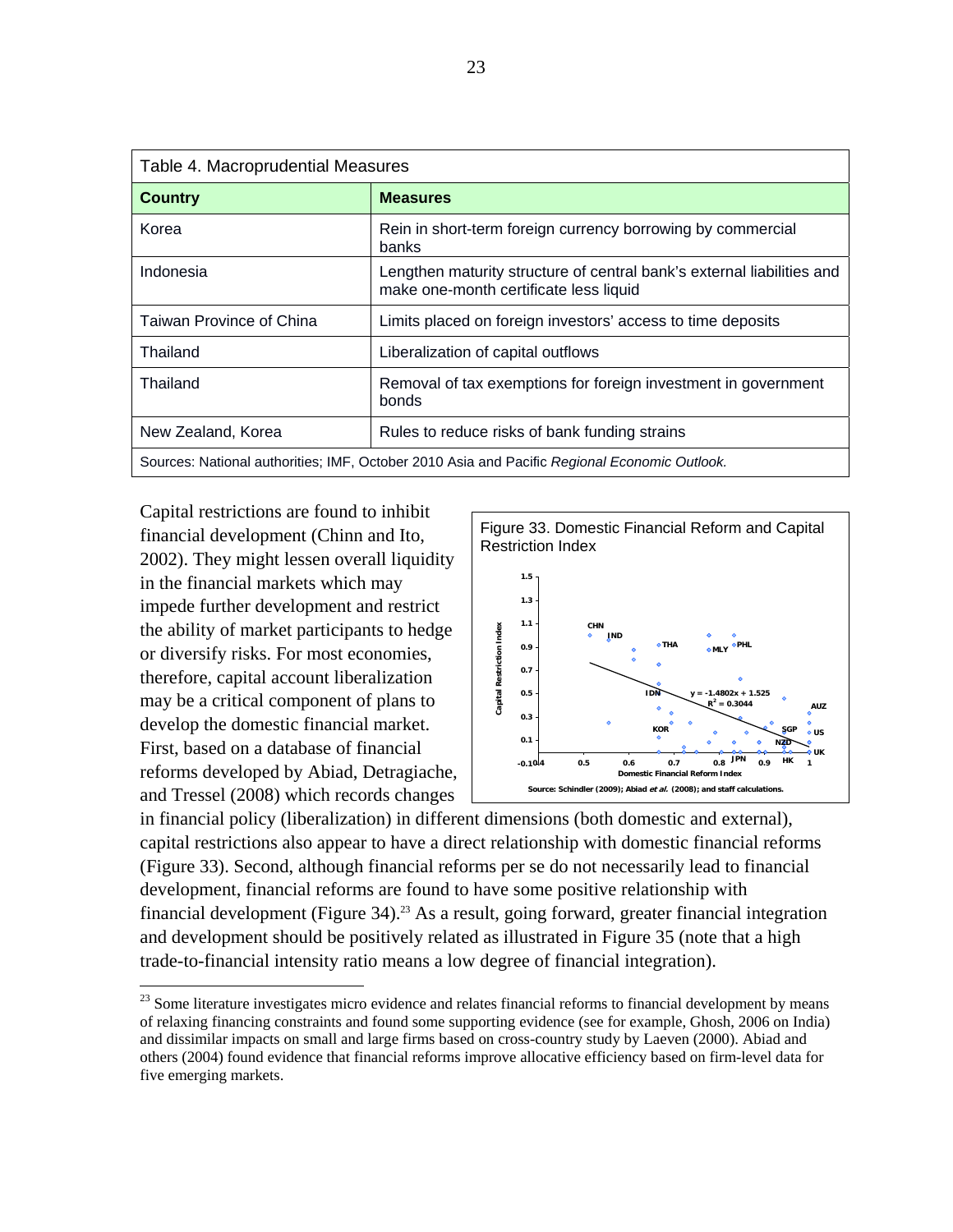| Table 4. Macroprudential Measures | |
|---|---|
| **Country** | **Measures** |
| Korea | Rein in short-term foreign currency borrowing by commercial banks |
| Indonesia | Lengthen maturity structure of central bank's external liabilities and make one-month certificate less liquid |
| Taiwan Province of China | Limits placed on foreign investors' access to time deposits |
| Thailand | Liberalization of capital outflows |
| Thailand | Removal of tax exemptions for foreign investment in government bonds |
| New Zealand, Korea | Rules to reduce risks of bank funding strains |
| Sources: National authorities; IMF, October 2010 Asia and Pacific *Regional Economic Outlook.* | |

Figure 33. Domestic Financial Reform and Capital Restriction Index

Source: Schindler (2009); Abiad *et al.* (2008); and staff calculations.

Capital restrictions are found to inhibit financial development (Chinn and Ito, 2002). They might lessen overall liquidity in the financial markets which may impede further development and restrict the ability of market participants to hedge or diversify risks. For most economies, therefore, capital account liberalization may be a critical component of plans to develop the domestic financial market. First, based on a database of financial reforms developed by Abiad, Detragiache, and Tressel (2008) which records changes in financial policy (liberalization) in different dimensions (both domestic and external), capital restrictions also appear to have a direct relationship with domestic financial reforms (Figure 33). Second, although financial reforms per se do not necessarily lead to financial development, financial reforms are found to have some positive relationship with financial development (Figure 34).[23] As a result, going forward, greater financial integration and development should be positively related as illustrated in Figure 35 (note that a high trade-to-financial intensity ratio means a low degree of financial integration).

[23] Some literature investigates micro evidence and relates financial reforms to financial development by means of relaxing financing constraints and found some supporting evidence (see for example, Ghosh, 2006 on India) and dissimilar impacts on small and large firms based on cross-country study by Laeven (2000). Abiad and others (2004) found evidence that financial reforms improve allocative efficiency based on firm-level data for five emerging markets.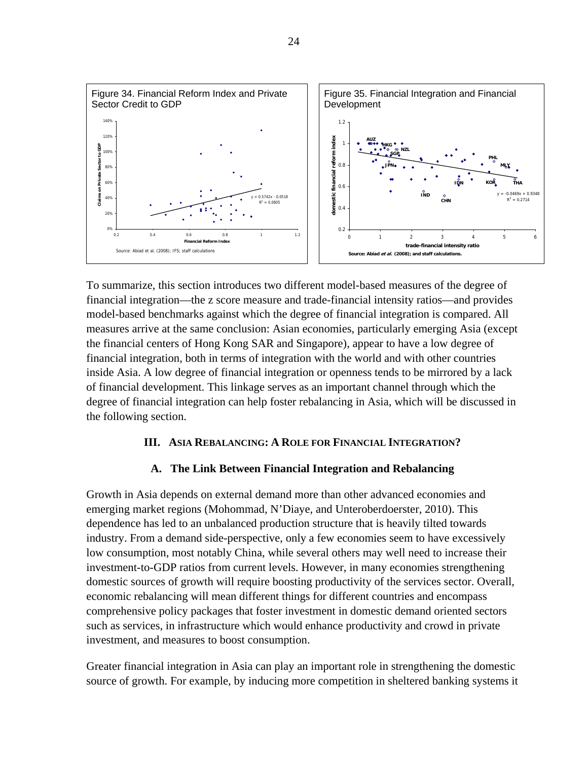Figure 34. Financial Reform Index and Private Sector Credit to GDP

Source: Abiad et al. (2008); IFS; staff calculations

Figure 35. Financial Integration and Financial Development

Source: Abiad *et al.* (2008); and staff calculations.

To summarize, this section introduces two different model-based measures of the degree of financial integration—the z score measure and trade-financial intensity ratios—and provides model-based benchmarks against which the degree of financial integration is compared. All measures arrive at the same conclusion: Asian economies, particularly emerging Asia (except the financial centers of Hong Kong SAR and Singapore), appear to have a low degree of financial integration, both in terms of integration with the world and with other countries inside Asia. A low degree of financial integration or openness tends to be mirrored by a lack of financial development. This linkage serves as an important channel through which the degree of financial integration can help foster rebalancing in Asia, which will be discussed in the following section.

## III. Asia Rebalancing: A Role for Financial Integration?

### A. The Link Between Financial Integration and Rebalancing

Growth in Asia depends on external demand more than other advanced economies and emerging market regions (Mohommad, N'Diaye, and Unteroberdoerster, 2010). This dependence has led to an unbalanced production structure that is heavily tilted towards industry. From a demand side-perspective, only a few economies seem to have excessively low consumption, most notably China, while several others may well need to increase their investment-to-GDP ratios from current levels. However, in many economies strengthening domestic sources of growth will require boosting productivity of the services sector. Overall, economic rebalancing will mean different things for different countries and encompass comprehensive policy packages that foster investment in domestic demand oriented sectors such as services, in infrastructure which would enhance productivity and crowd in private investment, and measures to boost consumption.

Greater financial integration in Asia can play an important role in strengthening the domestic source of growth. For example, by inducing more competition in sheltered banking systems it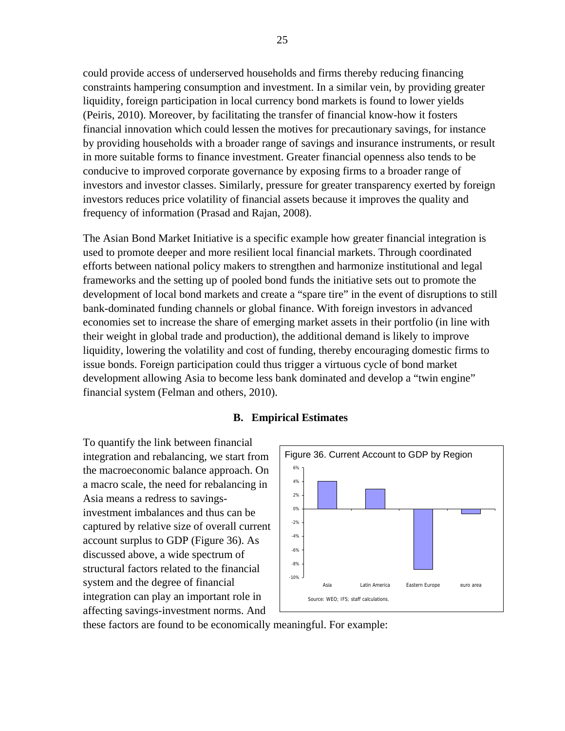could provide access of underserved households and firms thereby reducing financing constraints hampering consumption and investment. In a similar vein, by providing greater liquidity, foreign participation in local currency bond markets is found to lower yields (Peiris, 2010). Moreover, by facilitating the transfer of financial know-how it fosters financial innovation which could lessen the motives for precautionary savings, for instance by providing households with a broader range of savings and insurance instruments, or result in more suitable forms to finance investment. Greater financial openness also tends to be conducive to improved corporate governance by exposing firms to a broader range of investors and investor classes. Similarly, pressure for greater transparency exerted by foreign investors reduces price volatility of financial assets because it improves the quality and frequency of information (Prasad and Rajan, 2008).

The Asian Bond Market Initiative is a specific example how greater financial integration is used to promote deeper and more resilient local financial markets. Through coordinated efforts between national policy makers to strengthen and harmonize institutional and legal frameworks and the setting up of pooled bond funds the initiative sets out to promote the development of local bond markets and create a "spare tire" in the event of disruptions to still bank-dominated funding channels or global finance. With foreign investors in advanced economies set to increase the share of emerging market assets in their portfolio (in line with their weight in global trade and production), the additional demand is likely to improve liquidity, lowering the volatility and cost of funding, thereby encouraging domestic firms to issue bonds. Foreign participation could thus trigger a virtuous cycle of bond market development allowing Asia to become less bank dominated and develop a "twin engine" financial system (Felman and others, 2010).

## B. Empirical Estimates

To quantify the link between financial integration and rebalancing, we start from the macroeconomic balance approach. On a macro scale, the need for rebalancing in Asia means a redress to savings-investment imbalances and thus can be captured by relative size of overall current account surplus to GDP (Figure 36). As discussed above, a wide spectrum of structural factors related to the financial system and the degree of financial integration can play an important role in affecting savings-investment norms. And these factors are found to be economically meaningful. For example:

Figure 36. Current Account to GDP by Region

Source: WEO; IFS; staff calculations.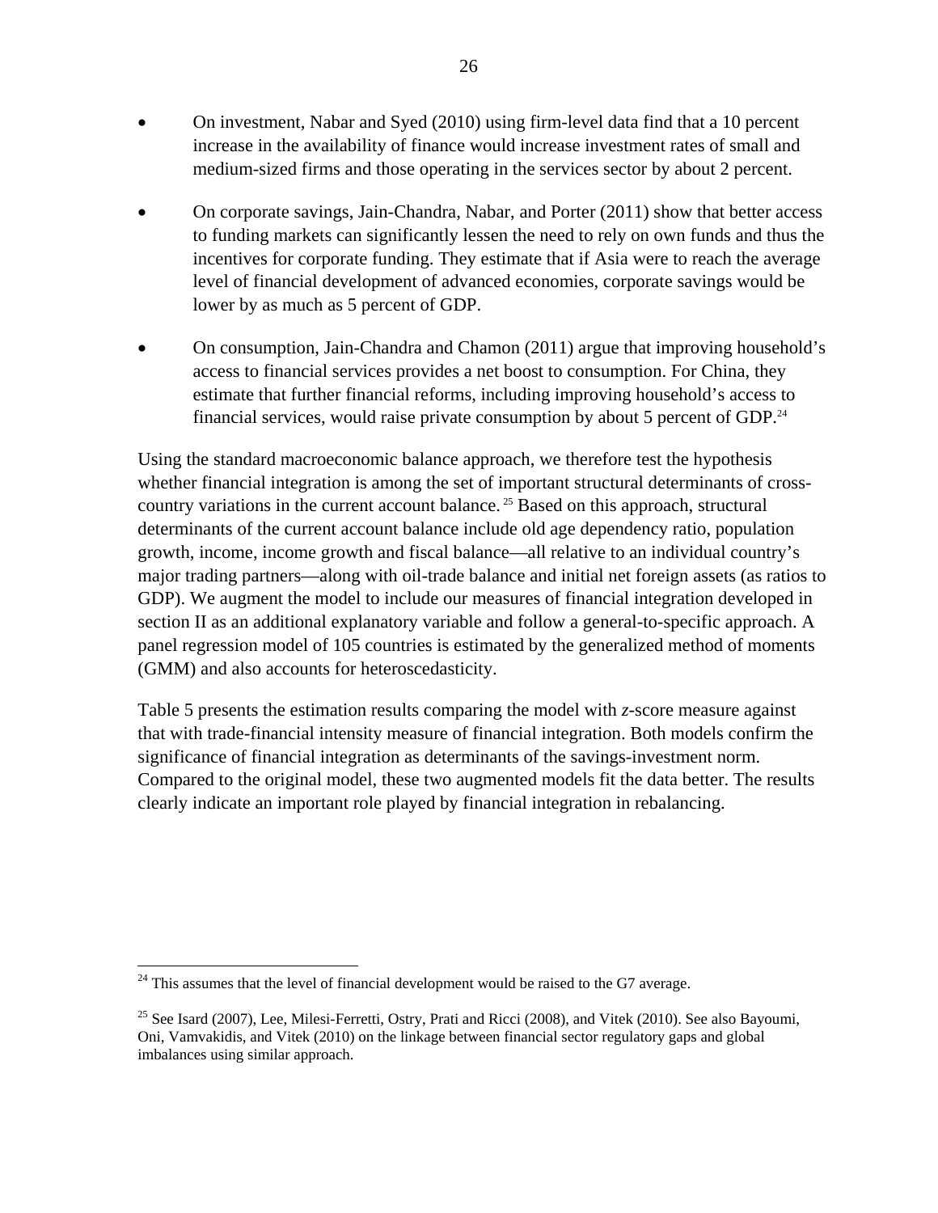- On investment, Nabar and Syed (2010) using firm-level data find that a 10 percent increase in the availability of finance would increase investment rates of small and medium-sized firms and those operating in the services sector by about 2 percent.

- On corporate savings, Jain-Chandra, Nabar, and Porter (2011) show that better access to funding markets can significantly lessen the need to rely on own funds and thus the incentives for corporate funding. They estimate that if Asia were to reach the average level of financial development of advanced economies, corporate savings would be lower by as much as 5 percent of GDP.

- On consumption, Jain-Chandra and Chamon (2011) argue that improving household's access to financial services provides a net boost to consumption. For China, they estimate that further financial reforms, including improving household's access to financial services, would raise private consumption by about 5 percent of GDP.[24]

Using the standard macroeconomic balance approach, we therefore test the hypothesis whether financial integration is among the set of important structural determinants of cross-country variations in the current account balance.[25] Based on this approach, structural determinants of the current account balance include old age dependency ratio, population growth, income, income growth and fiscal balance—all relative to an individual country's major trading partners—along with oil-trade balance and initial net foreign assets (as ratios to GDP). We augment the model to include our measures of financial integration developed in section II as an additional explanatory variable and follow a general-to-specific approach. A panel regression model of 105 countries is estimated by the generalized method of moments (GMM) and also accounts for heteroscedasticity.

Table 5 presents the estimation results comparing the model with *z*-score measure against that with trade-financial intensity measure of financial integration. Both models confirm the significance of financial integration as determinants of the savings-investment norm. Compared to the original model, these two augmented models fit the data better. The results clearly indicate an important role played by financial integration in rebalancing.

---

[24] This assumes that the level of financial development would be raised to the G7 average.

[25] See Isard (2007), Lee, Milesi-Ferretti, Ostry, Prati and Ricci (2008), and Vitek (2010). See also Bayoumi, Oni, Vamvakidis, and Vitek (2010) on the linkage between financial sector regulatory gaps and global imbalances using similar approach.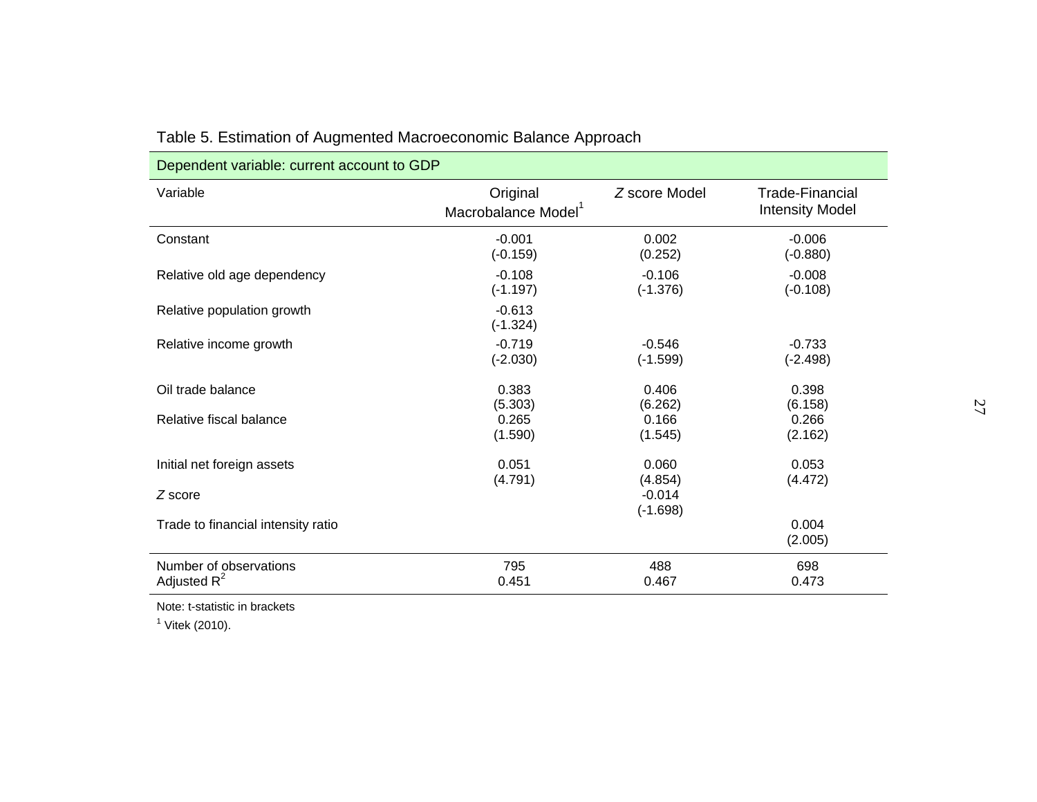Table 5. Estimation of Augmented Macroeconomic Balance Approach

| Dependent variable: current account to GDP | | | |
|---|---|---|---|
| Variable | Original Macrobalance Model[1] | *Z* score Model | Trade-Financial Intensity Model |
| Constant | -0.001<br>(-0.159) | 0.002<br>(0.252) | -0.006<br>(-0.880) |
| Relative old age dependency | -0.108<br>(-1.197) | -0.106<br>(-1.376) | -0.008<br>(-0.108) |
| Relative population growth | -0.613<br>(-1.324) | | |
| Relative income growth | -0.719<br>(-2.030) | -0.546<br>(-1.599) | -0.733<br>(-2.498) |
| Oil trade balance | 0.383<br>(5.303) | 0.406<br>(6.262) | 0.398<br>(6.158) |
| Relative fiscal balance | 0.265<br>(1.590) | 0.166<br>(1.545) | 0.266<br>(2.162) |
| Initial net foreign assets | 0.051<br>(4.791) | 0.060<br>(4.854) | 0.053<br>(4.472) |
| *Z* score | | -0.014<br>(-1.698) | |
| Trade to financial intensity ratio | | | 0.004<br>(2.005) |
| Number of observations | 795 | 488 | 698 |
| Adjusted $R^2$ | 0.451 | 0.467 | 0.473 |

Note: t-statistic in brackets

[1] Vitek (2010).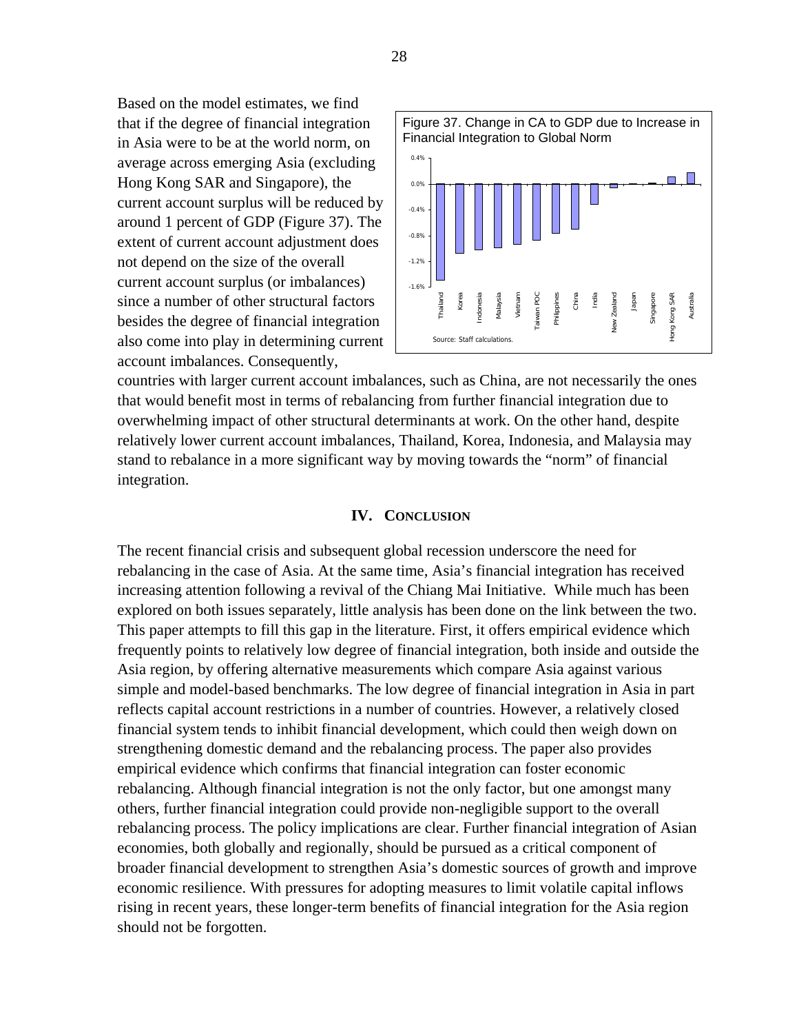Based on the model estimates, we find that if the degree of financial integration in Asia were to be at the world norm, on average across emerging Asia (excluding Hong Kong SAR and Singapore), the current account surplus will be reduced by around 1 percent of GDP (Figure 37). The extent of current account adjustment does not depend on the size of the overall current account surplus (or imbalances) since a number of other structural factors besides the degree of financial integration also come into play in determining current account imbalances. Consequently, countries with larger current account imbalances, such as China, are not necessarily the ones that would benefit most in terms of rebalancing from further financial integration due to overwhelming impact of other structural determinants at work. On the other hand, despite relatively lower current account imbalances, Thailand, Korea, Indonesia, and Malaysia may stand to rebalance in a more significant way by moving towards the "norm" of financial integration.

Figure 37. Change in CA to GDP due to Increase in Financial Integration to Global Norm

Source: Staff calculations.

## IV. CONCLUSION

The recent financial crisis and subsequent global recession underscore the need for rebalancing in the case of Asia. At the same time, Asia's financial integration has received increasing attention following a revival of the Chiang Mai Initiative. While much has been explored on both issues separately, little analysis has been done on the link between the two. This paper attempts to fill this gap in the literature. First, it offers empirical evidence which frequently points to relatively low degree of financial integration, both inside and outside the Asia region, by offering alternative measurements which compare Asia against various simple and model-based benchmarks. The low degree of financial integration in Asia in part reflects capital account restrictions in a number of countries. However, a relatively closed financial system tends to inhibit financial development, which could then weigh down on strengthening domestic demand and the rebalancing process. The paper also provides empirical evidence which confirms that financial integration can foster economic rebalancing. Although financial integration is not the only factor, but one amongst many others, further financial integration could provide non-negligible support to the overall rebalancing process. The policy implications are clear. Further financial integration of Asian economies, both globally and regionally, should be pursued as a critical component of broader financial development to strengthen Asia's domestic sources of growth and improve economic resilience. With pressures for adopting measures to limit volatile capital inflows rising in recent years, these longer-term benefits of financial integration for the Asia region should not be forgotten.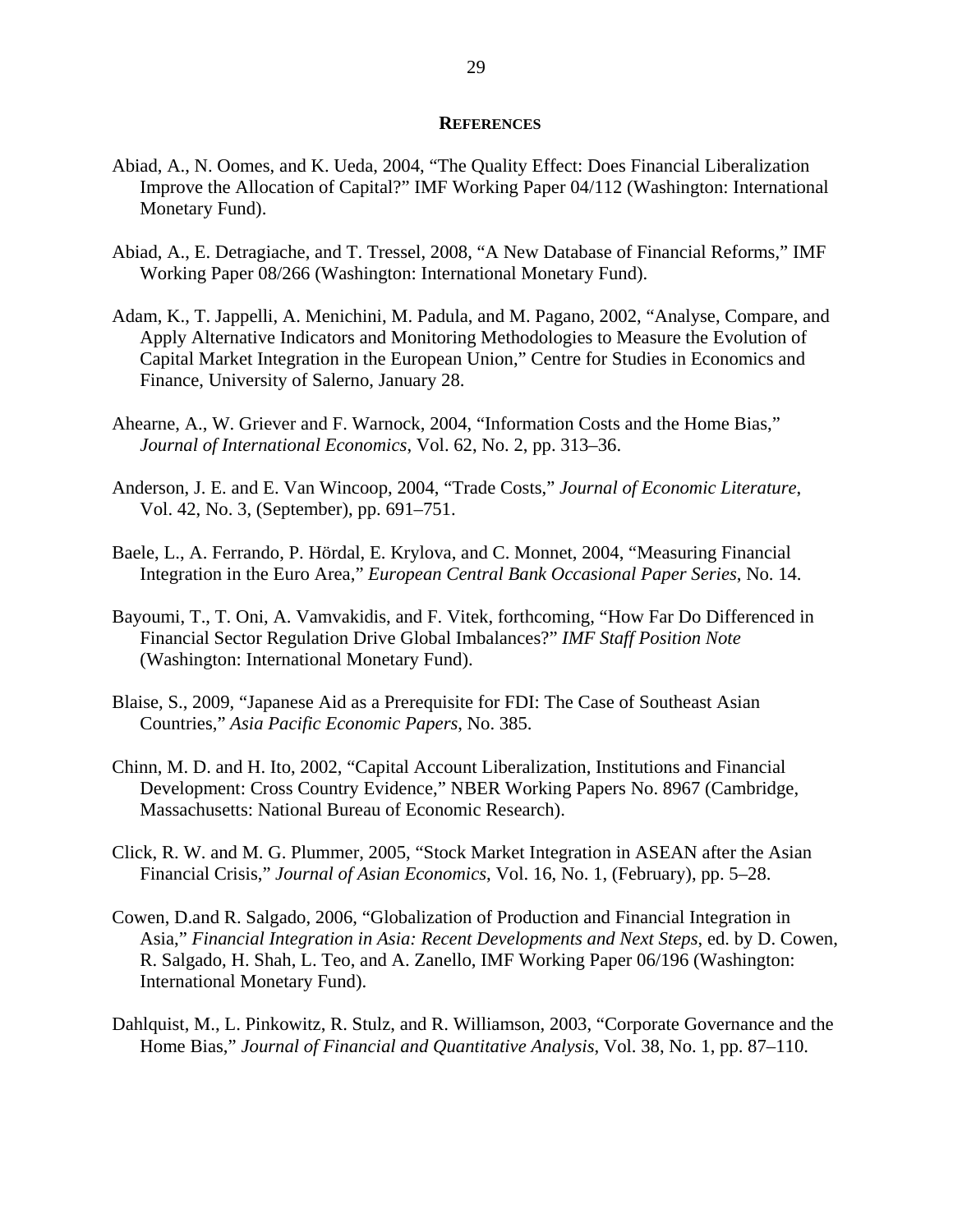## References

Abiad, A., N. Oomes, and K. Ueda, 2004, "The Quality Effect: Does Financial Liberalization Improve the Allocation of Capital?" IMF Working Paper 04/112 (Washington: International Monetary Fund).

Abiad, A., E. Detragiache, and T. Tressel, 2008, "A New Database of Financial Reforms," IMF Working Paper 08/266 (Washington: International Monetary Fund).

Adam, K., T. Jappelli, A. Menichini, M. Padula, and M. Pagano, 2002, "Analyse, Compare, and Apply Alternative Indicators and Monitoring Methodologies to Measure the Evolution of Capital Market Integration in the European Union," Centre for Studies in Economics and Finance, University of Salerno, January 28.

Ahearne, A., W. Griever and F. Warnock, 2004, "Information Costs and the Home Bias," *Journal of International Economics*, Vol. 62, No. 2, pp. 313–36.

Anderson, J. E. and E. Van Wincoop, 2004, "Trade Costs," *Journal of Economic Literature*, Vol. 42, No. 3, (September), pp. 691–751.

Baele, L., A. Ferrando, P. Hördal, E. Krylova, and C. Monnet, 2004, "Measuring Financial Integration in the Euro Area," *European Central Bank Occasional Paper Series*, No. 14.

Bayoumi, T., T. Oni, A. Vamvakidis, and F. Vitek, forthcoming, "How Far Do Differenced in Financial Sector Regulation Drive Global Imbalances?" *IMF Staff Position Note* (Washington: International Monetary Fund).

Blaise, S., 2009, "Japanese Aid as a Prerequisite for FDI: The Case of Southeast Asian Countries," *Asia Pacific Economic Papers*, No. 385.

Chinn, M. D. and H. Ito, 2002, "Capital Account Liberalization, Institutions and Financial Development: Cross Country Evidence," NBER Working Papers No. 8967 (Cambridge, Massachusetts: National Bureau of Economic Research).

Click, R. W. and M. G. Plummer, 2005, "Stock Market Integration in ASEAN after the Asian Financial Crisis," *Journal of Asian Economics*, Vol. 16, No. 1, (February), pp. 5–28.

Cowen, D.and R. Salgado, 2006, "Globalization of Production and Financial Integration in Asia," *Financial Integration in Asia: Recent Developments and Next Steps*, ed. by D. Cowen, R. Salgado, H. Shah, L. Teo, and A. Zanello, IMF Working Paper 06/196 (Washington: International Monetary Fund).

Dahlquist, M., L. Pinkowitz, R. Stulz, and R. Williamson, 2003, "Corporate Governance and the Home Bias," *Journal of Financial and Quantitative Analysis*, Vol. 38, No. 1, pp. 87–110.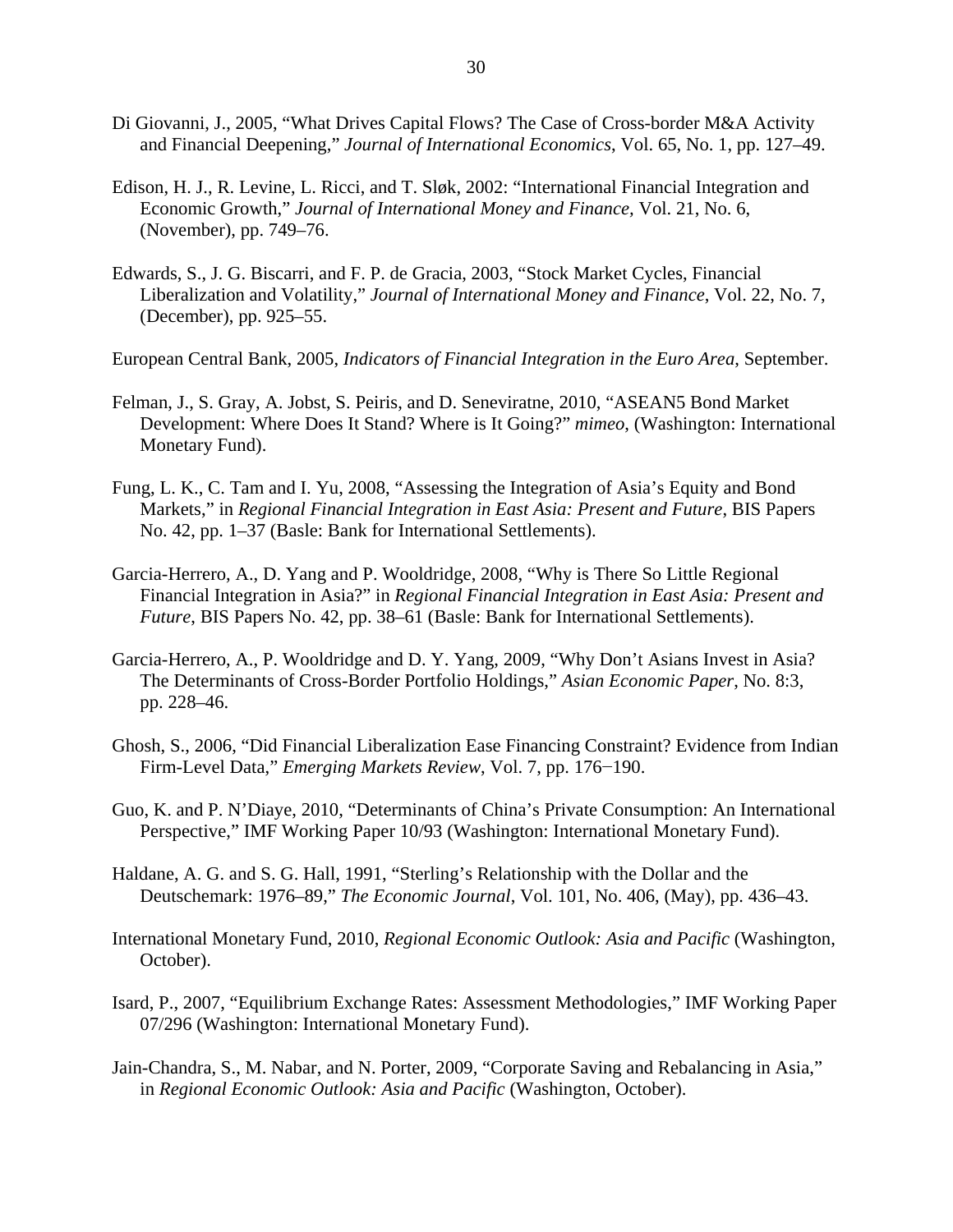Di Giovanni, J., 2005, “What Drives Capital Flows? The Case of Cross-border M&A Activity and Financial Deepening,” *Journal of International Economics*, Vol. 65, No. 1, pp. 127–49.

Edison, H. J., R. Levine, L. Ricci, and T. Sløk, 2002: “International Financial Integration and Economic Growth,” *Journal of International Money and Finance*, Vol. 21, No. 6, (November), pp. 749–76.

Edwards, S., J. G. Biscarri, and F. P. de Gracia, 2003, “Stock Market Cycles, Financial Liberalization and Volatility,” *Journal of International Money and Finance*, Vol. 22, No. 7, (December), pp. 925–55.

European Central Bank, 2005, *Indicators of Financial Integration in the Euro Area*, September.

Felman, J., S. Gray, A. Jobst, S. Peiris, and D. Seneviratne, 2010, “ASEAN5 Bond Market Development: Where Does It Stand? Where is It Going?” *mimeo*, (Washington: International Monetary Fund).

Fung, L. K., C. Tam and I. Yu, 2008, “Assessing the Integration of Asia’s Equity and Bond Markets,” in *Regional Financial Integration in East Asia: Present and Future*, BIS Papers No. 42, pp. 1–37 (Basle: Bank for International Settlements).

Garcia-Herrero, A., D. Yang and P. Wooldridge, 2008, “Why is There So Little Regional Financial Integration in Asia?” in *Regional Financial Integration in East Asia: Present and Future*, BIS Papers No. 42, pp. 38–61 (Basle: Bank for International Settlements).

Garcia-Herrero, A., P. Wooldridge and D. Y. Yang, 2009, “Why Don’t Asians Invest in Asia? The Determinants of Cross-Border Portfolio Holdings,” *Asian Economic Paper*, No. 8:3, pp. 228–46.

Ghosh, S., 2006, “Did Financial Liberalization Ease Financing Constraint? Evidence from Indian Firm-Level Data,” *Emerging Markets Review*, Vol. 7, pp. 176−190.

Guo, K. and P. N’Diaye, 2010, “Determinants of China’s Private Consumption: An International Perspective,” IMF Working Paper 10/93 (Washington: International Monetary Fund).

Haldane, A. G. and S. G. Hall, 1991, “Sterling’s Relationship with the Dollar and the Deutschemark: 1976–89,” *The Economic Journal*, Vol. 101, No. 406, (May), pp. 436–43.

International Monetary Fund, 2010, *Regional Economic Outlook: Asia and Pacific* (Washington, October).

Isard, P., 2007, “Equilibrium Exchange Rates: Assessment Methodologies,” IMF Working Paper 07/296 (Washington: International Monetary Fund).

Jain-Chandra, S., M. Nabar, and N. Porter, 2009, “Corporate Saving and Rebalancing in Asia,” in *Regional Economic Outlook: Asia and Pacific* (Washington, October).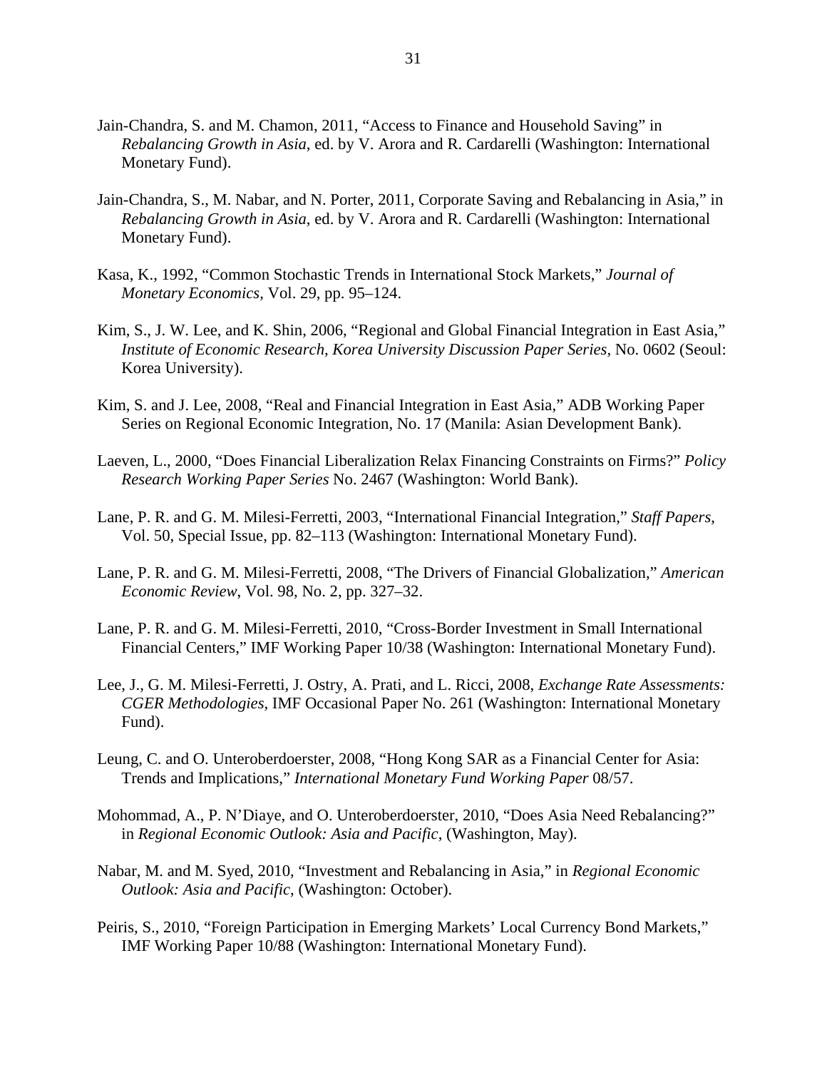Jain-Chandra, S. and M. Chamon, 2011, “Access to Finance and Household Saving” in *Rebalancing Growth in Asia*, ed. by V. Arora and R. Cardarelli (Washington: International Monetary Fund).

Jain-Chandra, S., M. Nabar, and N. Porter, 2011, Corporate Saving and Rebalancing in Asia,” in *Rebalancing Growth in Asia*, ed. by V. Arora and R. Cardarelli (Washington: International Monetary Fund).

Kasa, K., 1992, “Common Stochastic Trends in International Stock Markets,” *Journal of Monetary Economics*, Vol. 29, pp. 95–124.

Kim, S., J. W. Lee, and K. Shin, 2006, “Regional and Global Financial Integration in East Asia,” *Institute of Economic Research, Korea University Discussion Paper Series*, No. 0602 (Seoul: Korea University).

Kim, S. and J. Lee, 2008, “Real and Financial Integration in East Asia,” ADB Working Paper Series on Regional Economic Integration, No. 17 (Manila: Asian Development Bank).

Laeven, L., 2000, “Does Financial Liberalization Relax Financing Constraints on Firms?” *Policy Research Working Paper Series* No. 2467 (Washington: World Bank).

Lane, P. R. and G. M. Milesi-Ferretti, 2003, “International Financial Integration,” *Staff Papers*, Vol. 50, Special Issue, pp. 82–113 (Washington: International Monetary Fund).

Lane, P. R. and G. M. Milesi-Ferretti, 2008, “The Drivers of Financial Globalization,” *American Economic Review*, Vol. 98, No. 2, pp. 327–32.

Lane, P. R. and G. M. Milesi-Ferretti, 2010, “Cross-Border Investment in Small International Financial Centers,” IMF Working Paper 10/38 (Washington: International Monetary Fund).

Lee, J., G. M. Milesi-Ferretti, J. Ostry, A. Prati, and L. Ricci, 2008, *Exchange Rate Assessments: CGER Methodologies*, IMF Occasional Paper No. 261 (Washington: International Monetary Fund).

Leung, C. and O. Unteroberdoerster, 2008, “Hong Kong SAR as a Financial Center for Asia: Trends and Implications,” *International Monetary Fund Working Paper* 08/57.

Mohommad, A., P. N’Diaye, and O. Unteroberdoerster, 2010, “Does Asia Need Rebalancing?” in *Regional Economic Outlook: Asia and Pacific*, (Washington, May).

Nabar, M. and M. Syed, 2010, “Investment and Rebalancing in Asia,” in *Regional Economic Outlook: Asia and Pacific*, (Washington: October).

Peiris, S., 2010, “Foreign Participation in Emerging Markets’ Local Currency Bond Markets,” IMF Working Paper 10/88 (Washington: International Monetary Fund).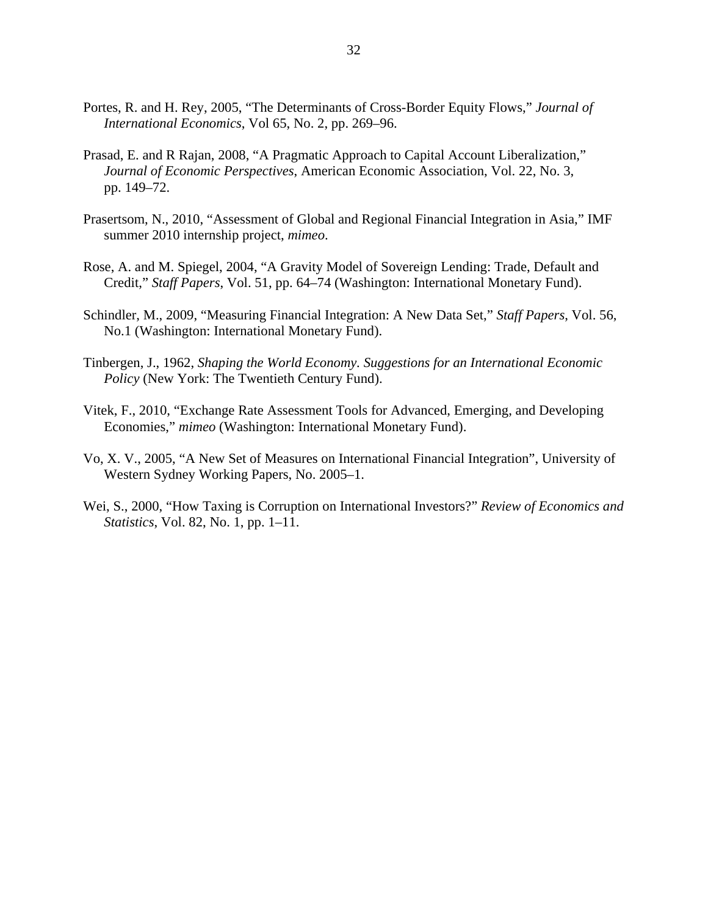Portes, R. and H. Rey, 2005, "The Determinants of Cross-Border Equity Flows," *Journal of International Economics*, Vol 65, No. 2, pp. 269–96.

Prasad, E. and R Rajan, 2008, "A Pragmatic Approach to Capital Account Liberalization," *Journal of Economic Perspectives*, American Economic Association, Vol. 22, No. 3, pp. 149–72.

Prasertsom, N., 2010, "Assessment of Global and Regional Financial Integration in Asia," IMF summer 2010 internship project, *mimeo*.

Rose, A. and M. Spiegel, 2004, "A Gravity Model of Sovereign Lending: Trade, Default and Credit," *Staff Papers*, Vol. 51, pp. 64–74 (Washington: International Monetary Fund).

Schindler, M., 2009, "Measuring Financial Integration: A New Data Set," *Staff Papers*, Vol. 56, No.1 (Washington: International Monetary Fund).

Tinbergen, J., 1962, *Shaping the World Economy. Suggestions for an International Economic Policy* (New York: The Twentieth Century Fund).

Vitek, F., 2010, "Exchange Rate Assessment Tools for Advanced, Emerging, and Developing Economies," *mimeo* (Washington: International Monetary Fund).

Vo, X. V., 2005, "A New Set of Measures on International Financial Integration", University of Western Sydney Working Papers, No. 2005–1.

Wei, S., 2000, "How Taxing is Corruption on International Investors?" *Review of Economics and Statistics*, Vol. 82, No. 1, pp. 1–11.